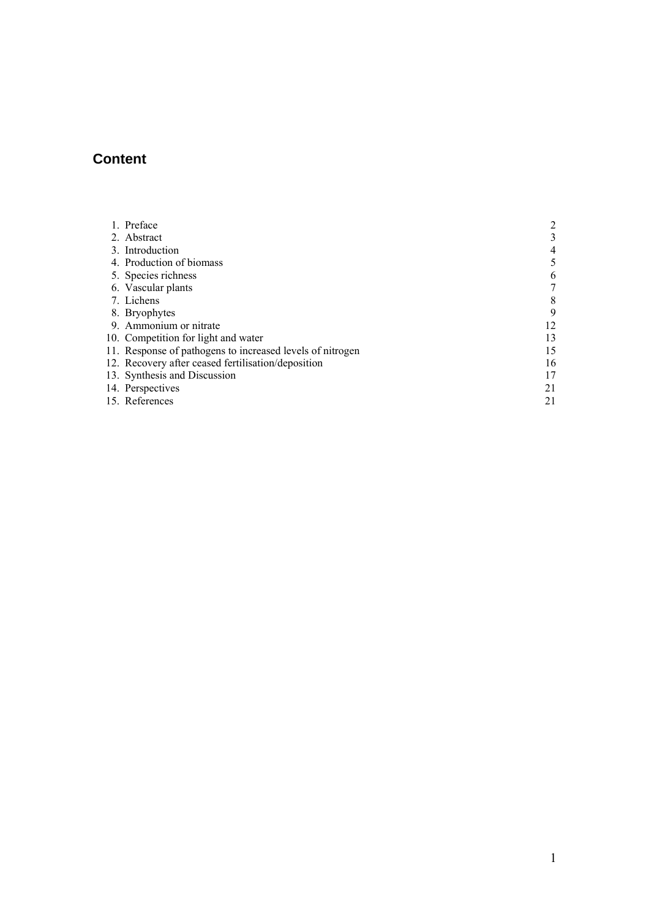## Content

| | |
|---|---|
| 1. Preface | 2 |
| 2. Abstract | 3 |
| 3. Introduction | 4 |
| 4. Production of biomass | 5 |
| 5. Species richness | 6 |
| 6. Vascular plants | 7 |
| 7. Lichens | 8 |
| 8. Bryophytes | 9 |
| 9. Ammonium or nitrate | 12 |
| 10. Competition for light and water | 13 |
| 11. Response of pathogens to increased levels of nitrogen | 15 |
| 12. Recovery after ceased fertilisation/deposition | 16 |
| 13. Synthesis and Discussion | 17 |
| 14. Perspectives | 21 |
| 15. References | 21 |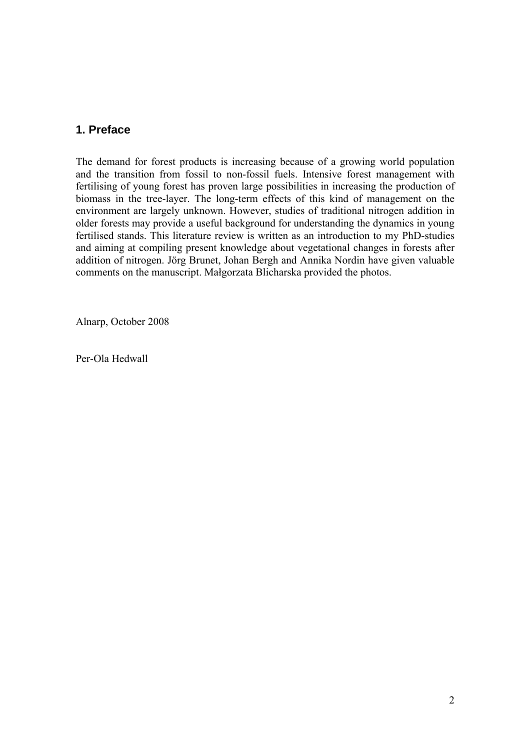## 1. Preface

The demand for forest products is increasing because of a growing world population and the transition from fossil to non-fossil fuels. Intensive forest management with fertilising of young forest has proven large possibilities in increasing the production of biomass in the tree-layer. The long-term effects of this kind of management on the environment are largely unknown. However, studies of traditional nitrogen addition in older forests may provide a useful background for understanding the dynamics in young fertilised stands. This literature review is written as an introduction to my PhD-studies and aiming at compiling present knowledge about vegetational changes in forests after addition of nitrogen. Jörg Brunet, Johan Bergh and Annika Nordin have given valuable comments on the manuscript. Małgorzata Blicharska provided the photos.

Alnarp, October 2008

Per-Ola Hedwall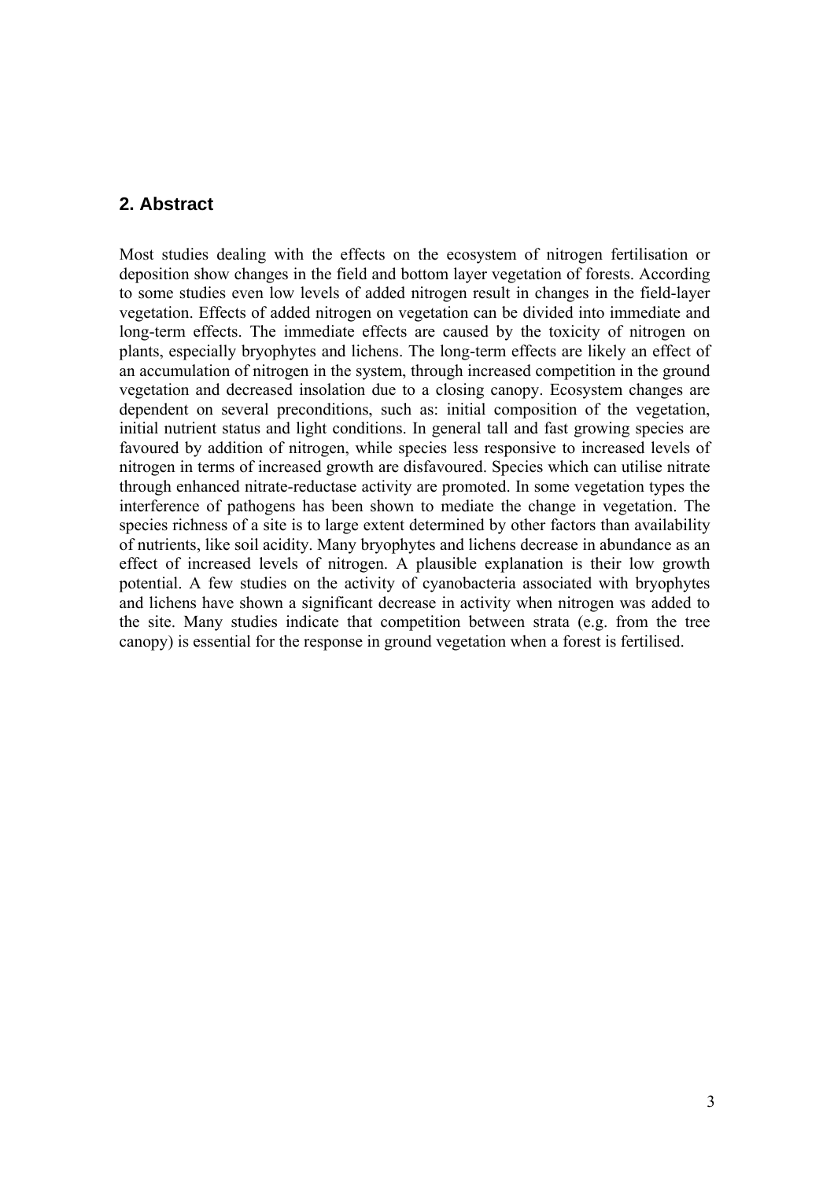## 2. Abstract

Most studies dealing with the effects on the ecosystem of nitrogen fertilisation or deposition show changes in the field and bottom layer vegetation of forests. According to some studies even low levels of added nitrogen result in changes in the field-layer vegetation. Effects of added nitrogen on vegetation can be divided into immediate and long-term effects. The immediate effects are caused by the toxicity of nitrogen on plants, especially bryophytes and lichens. The long-term effects are likely an effect of an accumulation of nitrogen in the system, through increased competition in the ground vegetation and decreased insolation due to a closing canopy. Ecosystem changes are dependent on several preconditions, such as: initial composition of the vegetation, initial nutrient status and light conditions. In general tall and fast growing species are favoured by addition of nitrogen, while species less responsive to increased levels of nitrogen in terms of increased growth are disfavoured. Species which can utilise nitrate through enhanced nitrate-reductase activity are promoted. In some vegetation types the interference of pathogens has been shown to mediate the change in vegetation. The species richness of a site is to large extent determined by other factors than availability of nutrients, like soil acidity. Many bryophytes and lichens decrease in abundance as an effect of increased levels of nitrogen. A plausible explanation is their low growth potential. A few studies on the activity of cyanobacteria associated with bryophytes and lichens have shown a significant decrease in activity when nitrogen was added to the site. Many studies indicate that competition between strata (e.g. from the tree canopy) is essential for the response in ground vegetation when a forest is fertilised.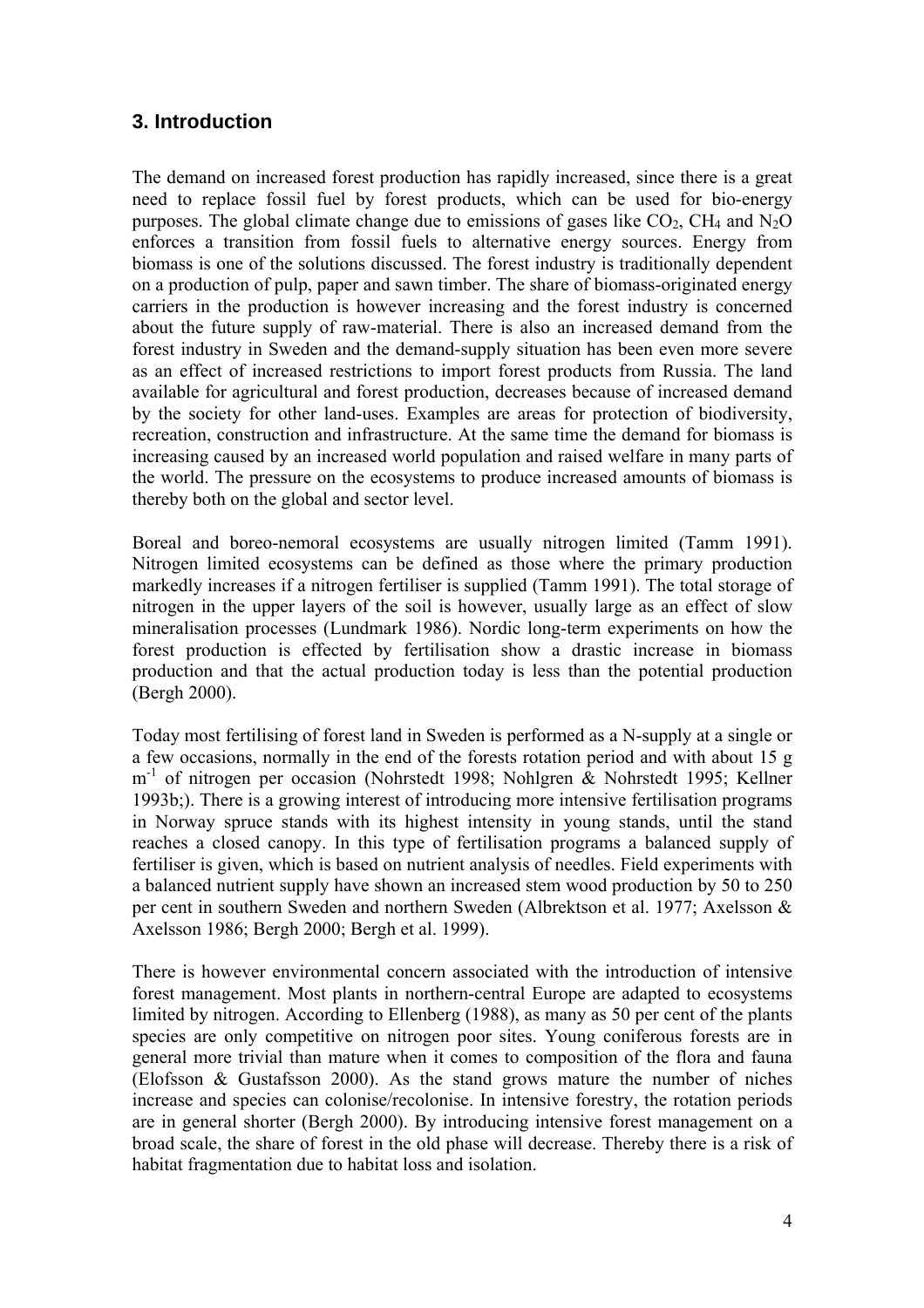## 3. Introduction

The demand on increased forest production has rapidly increased, since there is a great need to replace fossil fuel by forest products, which can be used for bio-energy purposes. The global climate change due to emissions of gases like $CO_2$, $CH_4$ and $N_2O$ enforces a transition from fossil fuels to alternative energy sources. Energy from biomass is one of the solutions discussed. The forest industry is traditionally dependent on a production of pulp, paper and sawn timber. The share of biomass-originated energy carriers in the production is however increasing and the forest industry is concerned about the future supply of raw-material. There is also an increased demand from the forest industry in Sweden and the demand-supply situation has been even more severe as an effect of increased restrictions to import forest products from Russia. The land available for agricultural and forest production, decreases because of increased demand by the society for other land-uses. Examples are areas for protection of biodiversity, recreation, construction and infrastructure. At the same time the demand for biomass is increasing caused by an increased world population and raised welfare in many parts of the world. The pressure on the ecosystems to produce increased amounts of biomass is thereby both on the global and sector level.

Boreal and boreo-nemoral ecosystems are usually nitrogen limited (Tamm 1991). Nitrogen limited ecosystems can be defined as those where the primary production markedly increases if a nitrogen fertiliser is supplied (Tamm 1991). The total storage of nitrogen in the upper layers of the soil is however, usually large as an effect of slow mineralisation processes (Lundmark 1986). Nordic long-term experiments on how the forest production is effected by fertilisation show a drastic increase in biomass production and that the actual production today is less than the potential production (Bergh 2000).

Today most fertilising of forest land in Sweden is performed as a N-supply at a single or a few occasions, normally in the end of the forests rotation period and with about 15 g $m^{-1}$ of nitrogen per occasion (Nohrstedt 1998; Nohlgren & Nohrstedt 1995; Kellner 1993b;). There is a growing interest of introducing more intensive fertilisation programs in Norway spruce stands with its highest intensity in young stands, until the stand reaches a closed canopy. In this type of fertilisation programs a balanced supply of fertiliser is given, which is based on nutrient analysis of needles. Field experiments with a balanced nutrient supply have shown an increased stem wood production by 50 to 250 per cent in southern Sweden and northern Sweden (Albrektson et al. 1977; Axelsson & Axelsson 1986; Bergh 2000; Bergh et al. 1999).

There is however environmental concern associated with the introduction of intensive forest management. Most plants in northern-central Europe are adapted to ecosystems limited by nitrogen. According to Ellenberg (1988), as many as 50 per cent of the plants species are only competitive on nitrogen poor sites. Young coniferous forests are in general more trivial than mature when it comes to composition of the flora and fauna (Elofsson & Gustafsson 2000). As the stand grows mature the number of niches increase and species can colonise/recolonise. In intensive forestry, the rotation periods are in general shorter (Bergh 2000). By introducing intensive forest management on a broad scale, the share of forest in the old phase will decrease. Thereby there is a risk of habitat fragmentation due to habitat loss and isolation.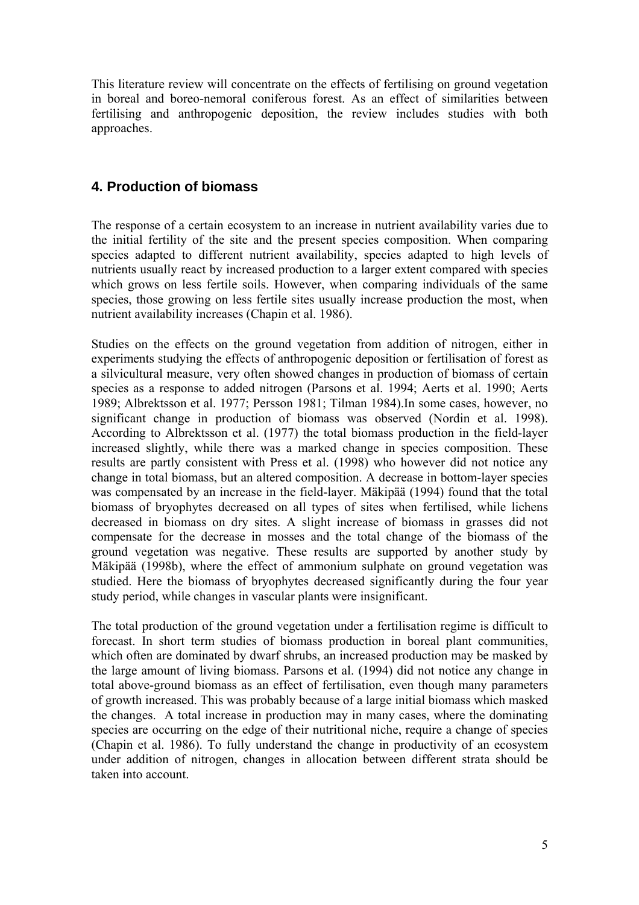This literature review will concentrate on the effects of fertilising on ground vegetation in boreal and boreo-nemoral coniferous forest. As an effect of similarities between fertilising and anthropogenic deposition, the review includes studies with both approaches.

## 4. Production of biomass

The response of a certain ecosystem to an increase in nutrient availability varies due to the initial fertility of the site and the present species composition. When comparing species adapted to different nutrient availability, species adapted to high levels of nutrients usually react by increased production to a larger extent compared with species which grows on less fertile soils. However, when comparing individuals of the same species, those growing on less fertile sites usually increase production the most, when nutrient availability increases (Chapin et al. 1986).

Studies on the effects on the ground vegetation from addition of nitrogen, either in experiments studying the effects of anthropogenic deposition or fertilisation of forest as a silvicultural measure, very often showed changes in production of biomass of certain species as a response to added nitrogen (Parsons et al. 1994; Aerts et al. 1990; Aerts 1989; Albrektsson et al. 1977; Persson 1981; Tilman 1984).In some cases, however, no significant change in production of biomass was observed (Nordin et al. 1998). According to Albrektsson et al. (1977) the total biomass production in the field-layer increased slightly, while there was a marked change in species composition. These results are partly consistent with Press et al. (1998) who however did not notice any change in total biomass, but an altered composition. A decrease in bottom-layer species was compensated by an increase in the field-layer. Mäkipää (1994) found that the total biomass of bryophytes decreased on all types of sites when fertilised, while lichens decreased in biomass on dry sites. A slight increase of biomass in grasses did not compensate for the decrease in mosses and the total change of the biomass of the ground vegetation was negative. These results are supported by another study by Mäkipää (1998b), where the effect of ammonium sulphate on ground vegetation was studied. Here the biomass of bryophytes decreased significantly during the four year study period, while changes in vascular plants were insignificant.

The total production of the ground vegetation under a fertilisation regime is difficult to forecast. In short term studies of biomass production in boreal plant communities, which often are dominated by dwarf shrubs, an increased production may be masked by the large amount of living biomass. Parsons et al. (1994) did not notice any change in total above-ground biomass as an effect of fertilisation, even though many parameters of growth increased. This was probably because of a large initial biomass which masked the changes. A total increase in production may in many cases, where the dominating species are occurring on the edge of their nutritional niche, require a change of species (Chapin et al. 1986). To fully understand the change in productivity of an ecosystem under addition of nitrogen, changes in allocation between different strata should be taken into account.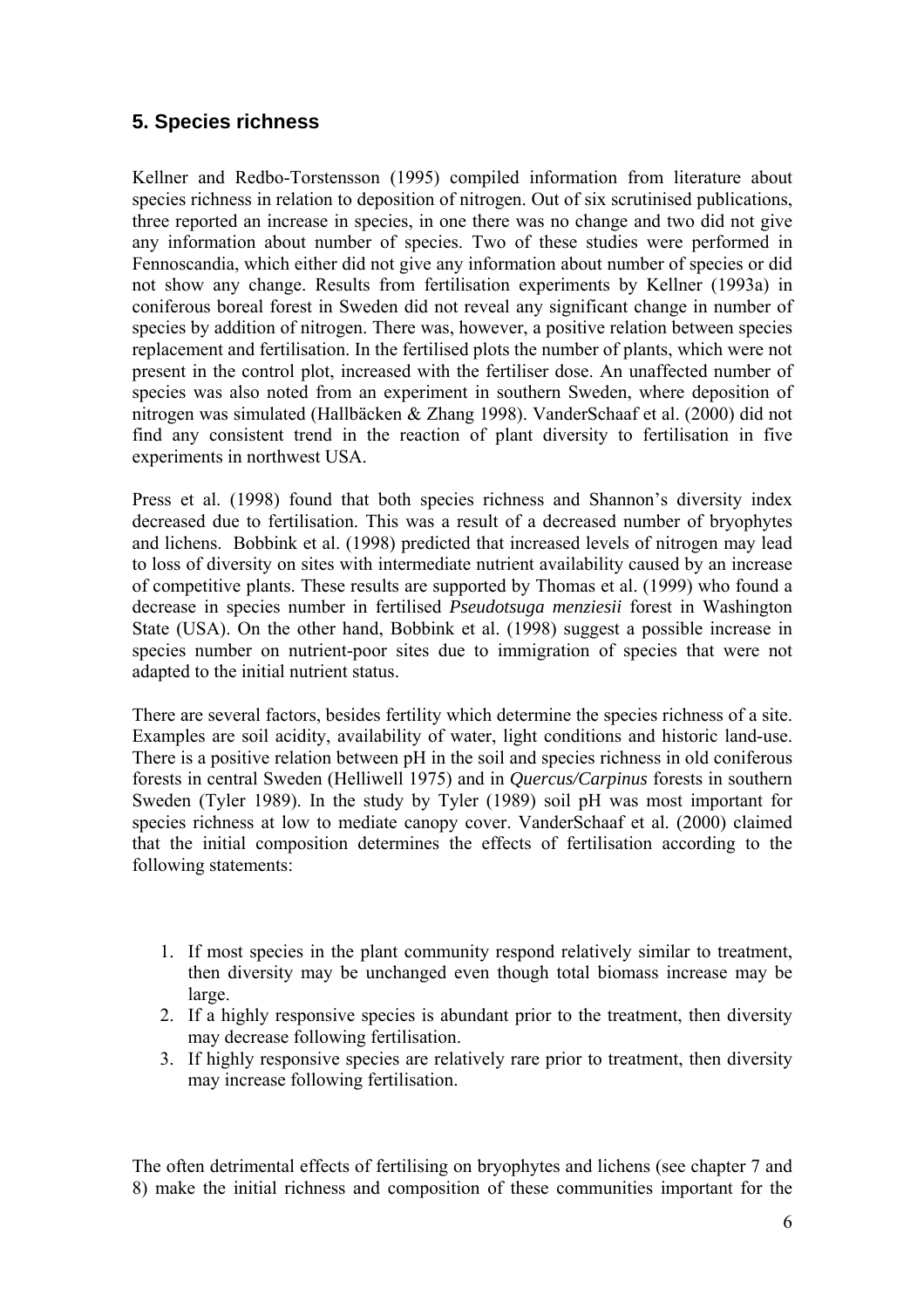## 5. Species richness

Kellner and Redbo-Torstensson (1995) compiled information from literature about species richness in relation to deposition of nitrogen. Out of six scrutinised publications, three reported an increase in species, in one there was no change and two did not give any information about number of species. Two of these studies were performed in Fennoscandia, which either did not give any information about number of species or did not show any change. Results from fertilisation experiments by Kellner (1993a) in coniferous boreal forest in Sweden did not reveal any significant change in number of species by addition of nitrogen. There was, however, a positive relation between species replacement and fertilisation. In the fertilised plots the number of plants, which were not present in the control plot, increased with the fertiliser dose. An unaffected number of species was also noted from an experiment in southern Sweden, where deposition of nitrogen was simulated (Hallbäcken & Zhang 1998). VanderSchaaf et al. (2000) did not find any consistent trend in the reaction of plant diversity to fertilisation in five experiments in northwest USA.

Press et al. (1998) found that both species richness and Shannon's diversity index decreased due to fertilisation. This was a result of a decreased number of bryophytes and lichens. Bobbink et al. (1998) predicted that increased levels of nitrogen may lead to loss of diversity on sites with intermediate nutrient availability caused by an increase of competitive plants. These results are supported by Thomas et al. (1999) who found a decrease in species number in fertilised *Pseudotsuga menziesii* forest in Washington State (USA). On the other hand, Bobbink et al. (1998) suggest a possible increase in species number on nutrient-poor sites due to immigration of species that were not adapted to the initial nutrient status.

There are several factors, besides fertility which determine the species richness of a site. Examples are soil acidity, availability of water, light conditions and historic land-use. There is a positive relation between pH in the soil and species richness in old coniferous forests in central Sweden (Helliwell 1975) and in *Quercus/Carpinus* forests in southern Sweden (Tyler 1989). In the study by Tyler (1989) soil pH was most important for species richness at low to mediate canopy cover. VanderSchaaf et al. (2000) claimed that the initial composition determines the effects of fertilisation according to the following statements:

1. If most species in the plant community respond relatively similar to treatment, then diversity may be unchanged even though total biomass increase may be large.
2. If a highly responsive species is abundant prior to the treatment, then diversity may decrease following fertilisation.
3. If highly responsive species are relatively rare prior to treatment, then diversity may increase following fertilisation.

The often detrimental effects of fertilising on bryophytes and lichens (see chapter 7 and 8) make the initial richness and composition of these communities important for the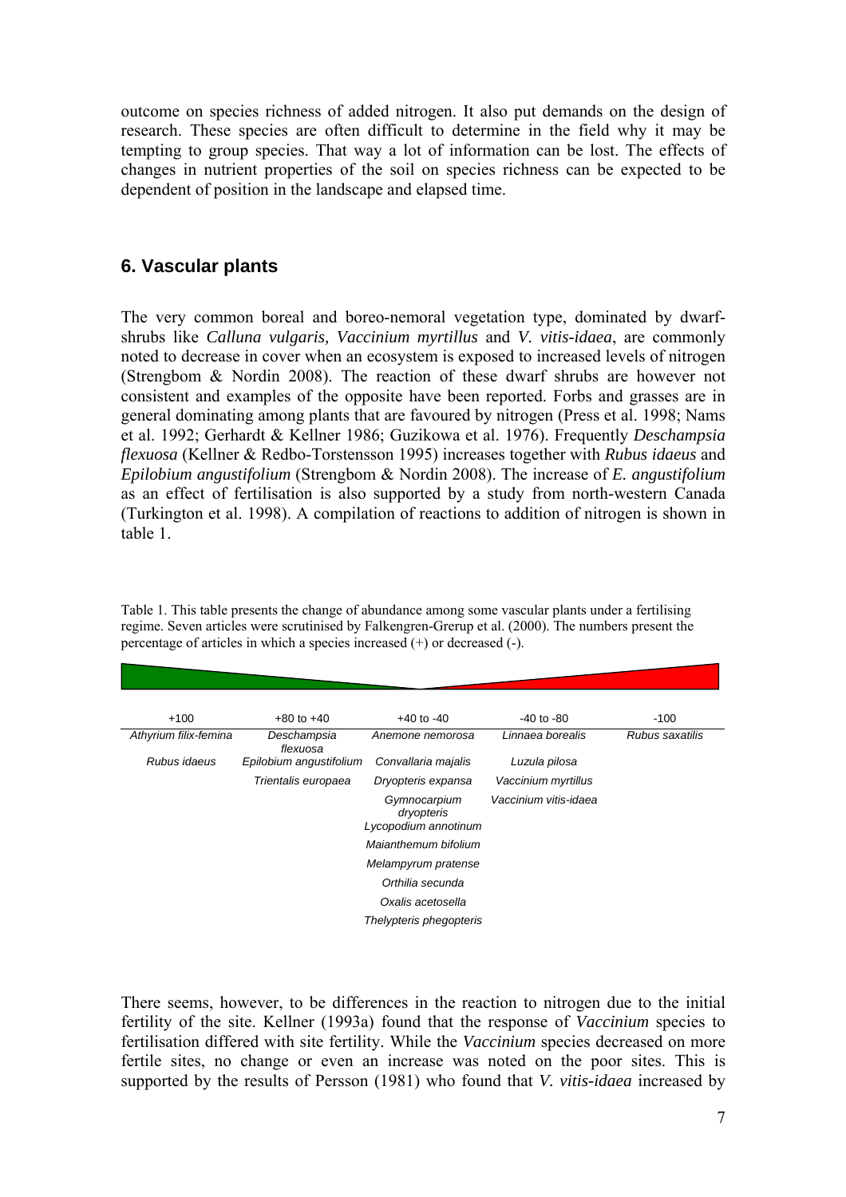outcome on species richness of added nitrogen. It also put demands on the design of research. These species are often difficult to determine in the field why it may be tempting to group species. That way a lot of information can be lost. The effects of changes in nutrient properties of the soil on species richness can be expected to be dependent of position in the landscape and elapsed time.

## 6. Vascular plants

The very common boreal and boreo-nemoral vegetation type, dominated by dwarf-shrubs like *Calluna vulgaris, Vaccinium myrtillus* and *V. vitis-idaea*, are commonly noted to decrease in cover when an ecosystem is exposed to increased levels of nitrogen (Strengbom & Nordin 2008). The reaction of these dwarf shrubs are however not consistent and examples of the opposite have been reported. Forbs and grasses are in general dominating among plants that are favoured by nitrogen (Press et al. 1998; Nams et al. 1992; Gerhardt & Kellner 1986; Guzikowa et al. 1976). Frequently *Deschampsia flexuosa* (Kellner & Redbo-Torstensson 1995) increases together with *Rubus idaeus* and *Epilobium angustifolium* (Strengbom & Nordin 2008). The increase of *E. angustifolium* as an effect of fertilisation is also supported by a study from north-western Canada (Turkington et al. 1998). A compilation of reactions to addition of nitrogen is shown in table 1.

Table 1. This table presents the change of abundance among some vascular plants under a fertilising regime. Seven articles were scrutinised by Falkengren-Grerup et al. (2000). The numbers present the percentage of articles in which a species increased (+) or decreased (-).

| +100 | +80 to +40 | +40 to -40 | -40 to -80 | -100 |
|---|---|---|---|---|
| *Athyrium filix-femina* | *Deschampsia flexuosa* | *Anemone nemorosa* | *Linnaea borealis* | *Rubus saxatilis* |
| *Rubus idaeus* | *Epilobium angustifolium* | *Convallaria majalis* | *Luzula pilosa* | |
| | *Trientalis europaea* | *Dryopteris expansa* | *Vaccinium myrtillus* | |
| | | *Gymnocarpium dryopteris* | *Vaccinium vitis-idaea* | |
| | | *Lycopodium annotinum* | | |
| | | *Maianthemum bifolium* | | |
| | | *Melampyrum pratense* | | |
| | | *Orthilia secunda* | | |
| | | *Oxalis acetosella* | | |
| | | *Thelypteris phegopteris* | | |

There seems, however, to be differences in the reaction to nitrogen due to the initial fertility of the site. Kellner (1993a) found that the response of *Vaccinium* species to fertilisation differed with site fertility. While the *Vaccinium* species decreased on more fertile sites, no change or even an increase was noted on the poor sites. This is supported by the results of Persson (1981) who found that *V. vitis-idaea* increased by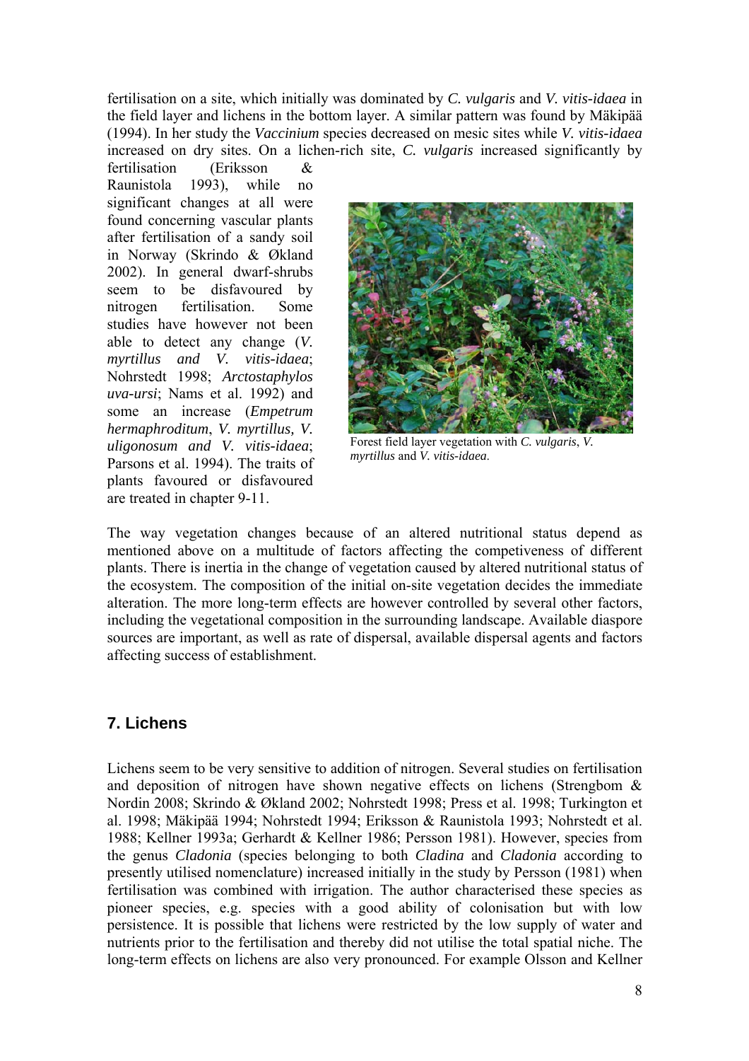fertilisation on a site, which initially was dominated by *C. vulgaris* and *V. vitis-idaea* in the field layer and lichens in the bottom layer. A similar pattern was found by Mäkipää (1994). In her study the *Vaccinium* species decreased on mesic sites while *V. vitis-idaea* increased on dry sites. On a lichen-rich site, *C. vulgaris* increased significantly by fertilisation (Eriksson & Raunistola 1993), while no significant changes at all were found concerning vascular plants after fertilisation of a sandy soil in Norway (Skrindo & Økland 2002). In general dwarf-shrubs seem to be disfavoured by nitrogen fertilisation. Some studies have however not been able to detect any change (*V. myrtillus and V. vitis-idaea*; Nohrstedt 1998; *Arctostaphylos uva-ursi*; Nams et al. 1992) and some an increase (*Empetrum hermaphroditum*, *V. myrtillus, V. uligonosum and V. vitis-idaea*; Parsons et al. 1994). The traits of plants favoured or disfavoured are treated in chapter 9-11.

Forest field layer vegetation with *C. vulgaris*, *V. myrtillus* and *V. vitis-idaea*.

The way vegetation changes because of an altered nutritional status depend as mentioned above on a multitude of factors affecting the competiveness of different plants. There is inertia in the change of vegetation caused by altered nutritional status of the ecosystem. The composition of the initial on-site vegetation decides the immediate alteration. The more long-term effects are however controlled by several other factors, including the vegetational composition in the surrounding landscape. Available diaspore sources are important, as well as rate of dispersal, available dispersal agents and factors affecting success of establishment.

## 7. Lichens

Lichens seem to be very sensitive to addition of nitrogen. Several studies on fertilisation and deposition of nitrogen have shown negative effects on lichens (Strengbom & Nordin 2008; Skrindo & Økland 2002; Nohrstedt 1998; Press et al. 1998; Turkington et al. 1998; Mäkipää 1994; Nohrstedt 1994; Eriksson & Raunistola 1993; Nohrstedt et al. 1988; Kellner 1993a; Gerhardt & Kellner 1986; Persson 1981). However, species from the genus *Cladonia* (species belonging to both *Cladina* and *Cladonia* according to presently utilised nomenclature) increased initially in the study by Persson (1981) when fertilisation was combined with irrigation. The author characterised these species as pioneer species, e.g. species with a good ability of colonisation but with low persistence. It is possible that lichens were restricted by the low supply of water and nutrients prior to the fertilisation and thereby did not utilise the total spatial niche. The long-term effects on lichens are also very pronounced. For example Olsson and Kellner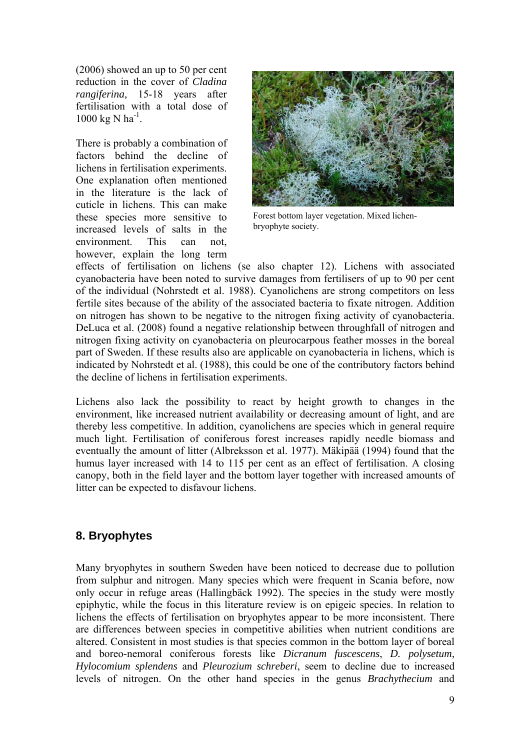(2006) showed an up to 50 per cent reduction in the cover of *Cladina rangiferina,* 15-18 years after fertilisation with a total dose of 1000 kg N ha$^{-1}$.

There is probably a combination of factors behind the decline of lichens in fertilisation experiments. One explanation often mentioned in the literature is the lack of cuticle in lichens. This can make these species more sensitive to increased levels of salts in the environment. This can not, however, explain the long term effects of fertilisation on lichens (se also chapter 12). Lichens with associated cyanobacteria have been noted to survive damages from fertilisers of up to 90 per cent of the individual (Nohrstedt et al. 1988). Cyanolichens are strong competitors on less fertile sites because of the ability of the associated bacteria to fixate nitrogen. Addition on nitrogen has shown to be negative to the nitrogen fixing activity of cyanobacteria. DeLuca et al. (2008) found a negative relationship between throughfall of nitrogen and nitrogen fixing activity on cyanobacteria on pleurocarpous feather mosses in the boreal part of Sweden. If these results also are applicable on cyanobacteria in lichens, which is indicated by Nohrstedt et al. (1988), this could be one of the contributory factors behind the decline of lichens in fertilisation experiments.

Forest bottom layer vegetation. Mixed lichen-bryophyte society.

Lichens also lack the possibility to react by height growth to changes in the environment, like increased nutrient availability or decreasing amount of light, and are thereby less competitive. In addition, cyanolichens are species which in general require much light. Fertilisation of coniferous forest increases rapidly needle biomass and eventually the amount of litter (Albreksson et al. 1977). Mäkipää (1994) found that the humus layer increased with 14 to 115 per cent as an effect of fertilisation. A closing canopy, both in the field layer and the bottom layer together with increased amounts of litter can be expected to disfavour lichens.

## 8. Bryophytes

Many bryophytes in southern Sweden have been noticed to decrease due to pollution from sulphur and nitrogen. Many species which were frequent in Scania before, now only occur in refuge areas (Hallingbäck 1992). The species in the study were mostly epiphytic, while the focus in this literature review is on epigeic species. In relation to lichens the effects of fertilisation on bryophytes appear to be more inconsistent. There are differences between species in competitive abilities when nutrient conditions are altered. Consistent in most studies is that species common in the bottom layer of boreal and boreo-nemoral coniferous forests like *Dicranum fuscescens*, *D. polysetum, Hylocomium splendens* and *Pleurozium schreberi*, seem to decline due to increased levels of nitrogen. On the other hand species in the genus *Brachythecium* and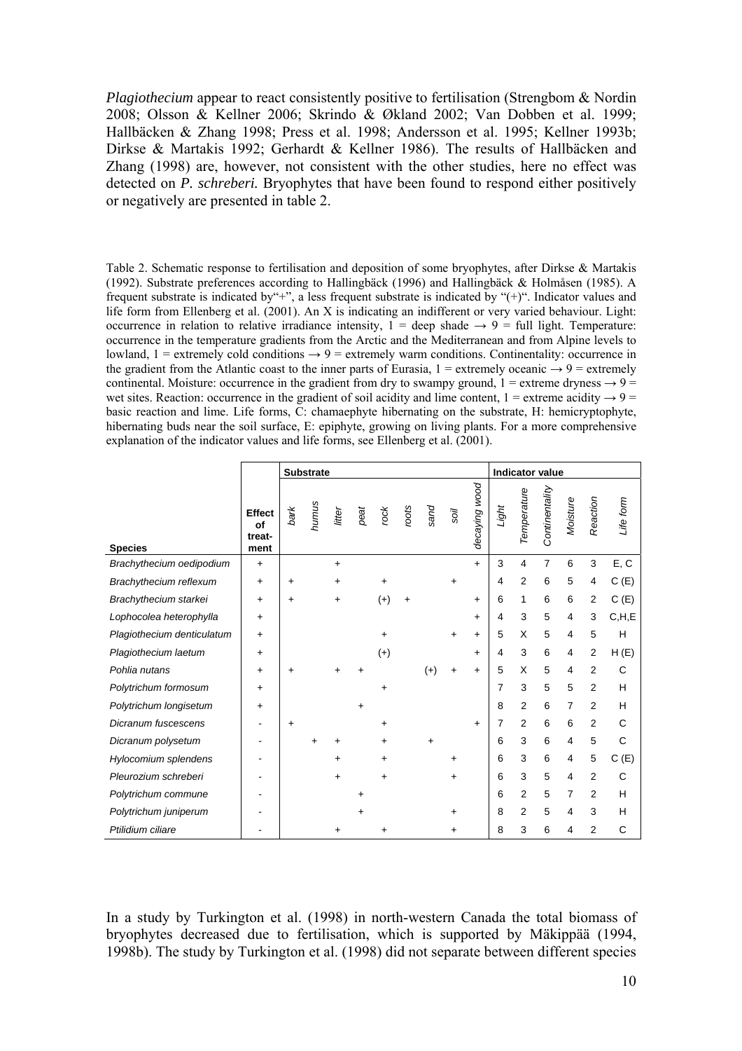*Plagiothecium* appear to react consistently positive to fertilisation (Strengbom & Nordin 2008; Olsson & Kellner 2006; Skrindo & Økland 2002; Van Dobben et al. 1999; Hallbäcken & Zhang 1998; Press et al. 1998; Andersson et al. 1995; Kellner 1993b; Dirkse & Martakis 1992; Gerhardt & Kellner 1986). The results of Hallbäcken and Zhang (1998) are, however, not consistent with the other studies, here no effect was detected on *P. schreberi.* Bryophytes that have been found to respond either positively or negatively are presented in table 2.

Table 2. Schematic response to fertilisation and deposition of some bryophytes, after Dirkse & Martakis (1992). Substrate preferences according to Hallingbäck (1996) and Hallingbäck & Holmåsen (1985). A frequent substrate is indicated by"+", a less frequent substrate is indicated by "(+)". Indicator values and life form from Ellenberg et al. (2001). An X is indicating an indifferent or very varied behaviour. Light: occurrence in relation to relative irradiance intensity, 1 = deep shade → 9 = full light. Temperature: occurrence in the temperature gradients from the Arctic and the Mediterranean and from Alpine levels to lowland, 1 = extremely cold conditions → 9 = extremely warm conditions. Continentality: occurrence in the gradient from the Atlantic coast to the inner parts of Eurasia, 1 = extremely oceanic → 9 = extremely continental. Moisture: occurrence in the gradient from dry to swampy ground, 1 = extreme dryness → 9 = wet sites. Reaction: occurrence in the gradient of soil acidity and lime content, 1 = extreme acidity → 9 = basic reaction and lime. Life forms, C: chamaephyte hibernating on the substrate, H: hemicryptophyte, hibernating buds near the soil surface, E: epiphyte, growing on living plants. For a more comprehensive explanation of the indicator values and life forms, see Ellenberg et al. (2001).

| | | Substrate | | | | | | | | | Indicator value | | | | | |
|---|---|---|---|---|---|---|---|---|---|---|---|---|---|---|---|---|
| **Species** | **Effect of treat-ment** | *bark* | *humus* | *litter* | *peat* | *rock* | *roots* | *sand* | *soil* | *decaying wood* | *Light* | *Temperature* | *Continentality* | *Moisture* | *Reaction* | *Life form* |
| *Brachythecium oedipodium* | + | | | + | | | | | | + | 3 | 4 | 7 | 6 | 3 | E, C |
| *Brachythecium reflexum* | + | + | | + | | + | | | + | | 4 | 2 | 6 | 5 | 4 | C (E) |
| *Brachythecium starkei* | + | + | | + | | (+) | + | | | + | 6 | 1 | 6 | 6 | 2 | C (E) |
| *Lophocolea heterophylla* | + | | | | | | | | | + | 4 | 3 | 5 | 4 | 3 | C,H,E |
| *Plagiothecium denticulatum* | + | | | | | + | | | + | + | 5 | X | 5 | 4 | 5 | H |
| *Plagiothecium laetum* | + | | | | | (+) | | | | + | 4 | 3 | 6 | 4 | 2 | H (E) |
| *Pohlia nutans* | + | + | | + | + | | | (+) | + | + | 5 | X | 5 | 4 | 2 | C |
| *Polytrichum formosum* | + | | | | | + | | | | | 7 | 3 | 5 | 5 | 2 | H |
| *Polytrichum longisetum* | + | | | | + | | | | | | 8 | 2 | 6 | 7 | 2 | H |
| *Dicranum fuscescens* | - | + | | | | + | | | | + | 7 | 2 | 6 | 6 | 2 | C |
| *Dicranum polysetum* | - | | + | + | | + | | + | | | 6 | 3 | 6 | 4 | 5 | C |
| *Hylocomium splendens* | - | | | + | | + | | | + | | 6 | 3 | 6 | 4 | 5 | C (E) |
| *Pleurozium schreberi* | - | | | + | | + | | | + | | 6 | 3 | 5 | 4 | 2 | C |
| *Polytrichum commune* | - | | | | + | | | | | | 6 | 2 | 5 | 7 | 2 | H |
| *Polytrichum juniperum* | - | | | | + | | | | + | | 8 | 2 | 5 | 4 | 3 | H |
| *Ptilidium ciliare* | - | | | + | | + | | | + | | 8 | 3 | 6 | 4 | 2 | C |

In a study by Turkington et al. (1998) in north-western Canada the total biomass of bryophytes decreased due to fertilisation, which is supported by Mäkippää (1994, 1998b). The study by Turkington et al. (1998) did not separate between different species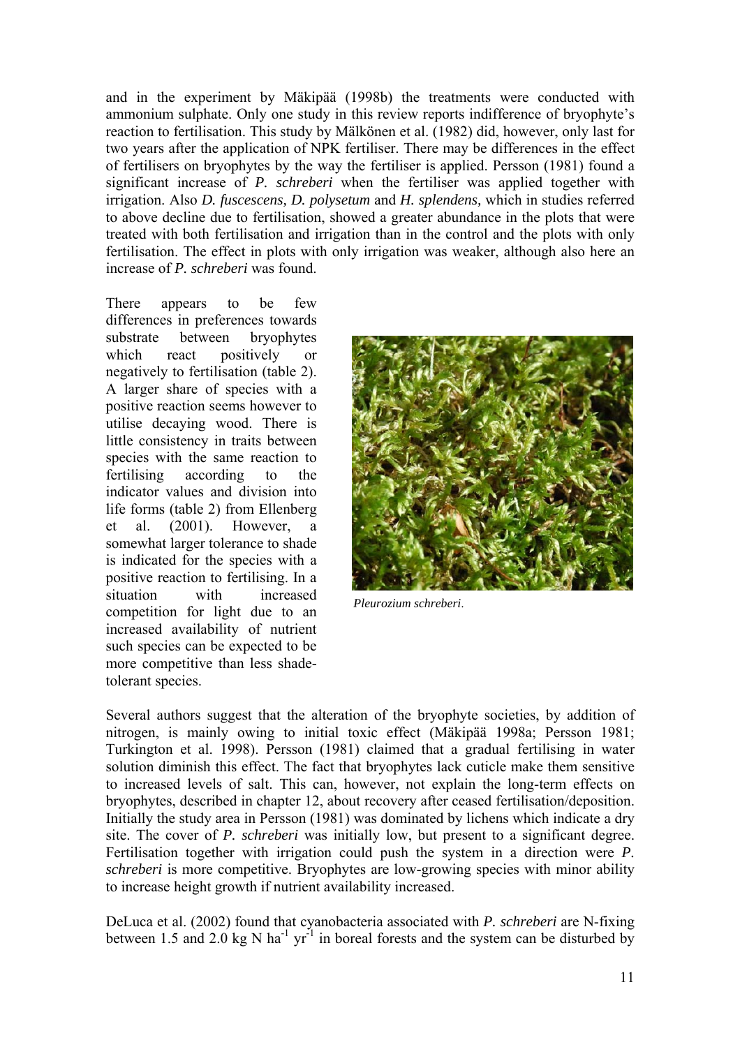and in the experiment by Mäkipää (1998b) the treatments were conducted with ammonium sulphate. Only one study in this review reports indifference of bryophyte's reaction to fertilisation. This study by Mälkönen et al. (1982) did, however, only last for two years after the application of NPK fertiliser. There may be differences in the effect of fertilisers on bryophytes by the way the fertiliser is applied. Persson (1981) found a significant increase of *P. schreberi* when the fertiliser was applied together with irrigation. Also *D. fuscescens, D. polysetum* and *H. splendens,* which in studies referred to above decline due to fertilisation, showed a greater abundance in the plots that were treated with both fertilisation and irrigation than in the control and the plots with only fertilisation. The effect in plots with only irrigation was weaker, although also here an increase of *P. schreberi* was found.

There appears to be few differences in preferences towards substrate between bryophytes which react positively or negatively to fertilisation (table 2). A larger share of species with a positive reaction seems however to utilise decaying wood. There is little consistency in traits between species with the same reaction to fertilising according to the indicator values and division into life forms (table 2) from Ellenberg et al. (2001). However, a somewhat larger tolerance to shade is indicated for the species with a positive reaction to fertilising. In a situation with increased competition for light due to an increased availability of nutrient such species can be expected to be more competitive than less shade-tolerant species.

*Pleurozium schreberi*.

Several authors suggest that the alteration of the bryophyte societies, by addition of nitrogen, is mainly owing to initial toxic effect (Mäkipää 1998a; Persson 1981; Turkington et al. 1998). Persson (1981) claimed that a gradual fertilising in water solution diminish this effect. The fact that bryophytes lack cuticle make them sensitive to increased levels of salt. This can, however, not explain the long-term effects on bryophytes, described in chapter 12, about recovery after ceased fertilisation/deposition. Initially the study area in Persson (1981) was dominated by lichens which indicate a dry site. The cover of *P. schreberi* was initially low, but present to a significant degree. Fertilisation together with irrigation could push the system in a direction were *P. schreberi* is more competitive. Bryophytes are low-growing species with minor ability to increase height growth if nutrient availability increased.

DeLuca et al. (2002) found that cyanobacteria associated with *P. schreberi* are N-fixing between 1.5 and 2.0 kg N $ha^{-1}$ $yr^{-1}$ in boreal forests and the system can be disturbed by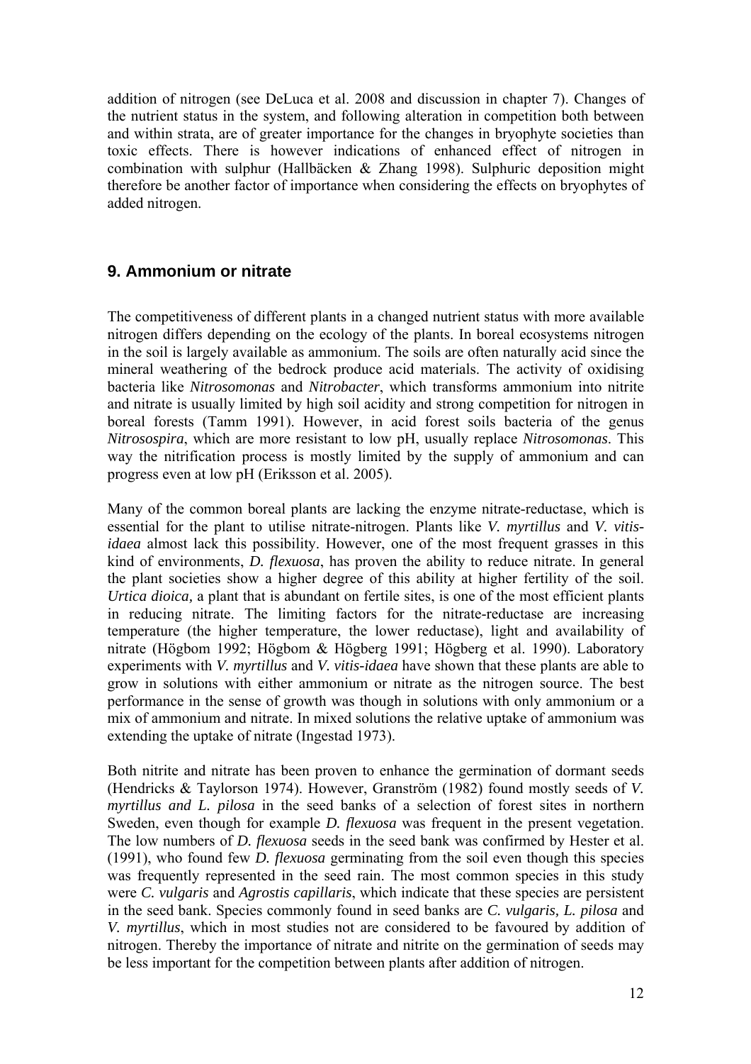addition of nitrogen (see DeLuca et al. 2008 and discussion in chapter 7). Changes of the nutrient status in the system, and following alteration in competition both between and within strata, are of greater importance for the changes in bryophyte societies than toxic effects. There is however indications of enhanced effect of nitrogen in combination with sulphur (Hallbäcken & Zhang 1998). Sulphuric deposition might therefore be another factor of importance when considering the effects on bryophytes of added nitrogen.

## 9. Ammonium or nitrate

The competitiveness of different plants in a changed nutrient status with more available nitrogen differs depending on the ecology of the plants. In boreal ecosystems nitrogen in the soil is largely available as ammonium. The soils are often naturally acid since the mineral weathering of the bedrock produce acid materials. The activity of oxidising bacteria like *Nitrosomonas* and *Nitrobacter*, which transforms ammonium into nitrite and nitrate is usually limited by high soil acidity and strong competition for nitrogen in boreal forests (Tamm 1991). However, in acid forest soils bacteria of the genus *Nitrosospira*, which are more resistant to low pH, usually replace *Nitrosomonas*. This way the nitrification process is mostly limited by the supply of ammonium and can progress even at low pH (Eriksson et al. 2005).

Many of the common boreal plants are lacking the enzyme nitrate-reductase, which is essential for the plant to utilise nitrate-nitrogen. Plants like *V. myrtillus* and *V. vitis-idaea* almost lack this possibility. However, one of the most frequent grasses in this kind of environments, *D. flexuosa*, has proven the ability to reduce nitrate. In general the plant societies show a higher degree of this ability at higher fertility of the soil. *Urtica dioica,* a plant that is abundant on fertile sites, is one of the most efficient plants in reducing nitrate. The limiting factors for the nitrate-reductase are increasing temperature (the higher temperature, the lower reductase), light and availability of nitrate (Högbom 1992; Högbom & Högberg 1991; Högberg et al. 1990). Laboratory experiments with *V. myrtillus* and *V. vitis-idaea* have shown that these plants are able to grow in solutions with either ammonium or nitrate as the nitrogen source. The best performance in the sense of growth was though in solutions with only ammonium or a mix of ammonium and nitrate. In mixed solutions the relative uptake of ammonium was extending the uptake of nitrate (Ingestad 1973).

Both nitrite and nitrate has been proven to enhance the germination of dormant seeds (Hendricks & Taylorson 1974). However, Granström (1982) found mostly seeds of *V. myrtillus and L. pilosa* in the seed banks of a selection of forest sites in northern Sweden, even though for example *D. flexuosa* was frequent in the present vegetation. The low numbers of *D. flexuosa* seeds in the seed bank was confirmed by Hester et al. (1991), who found few *D. flexuosa* germinating from the soil even though this species was frequently represented in the seed rain. The most common species in this study were *C. vulgaris* and *Agrostis capillaris*, which indicate that these species are persistent in the seed bank. Species commonly found in seed banks are *C. vulgaris, L. pilosa* and *V. myrtillus*, which in most studies not are considered to be favoured by addition of nitrogen. Thereby the importance of nitrate and nitrite on the germination of seeds may be less important for the competition between plants after addition of nitrogen.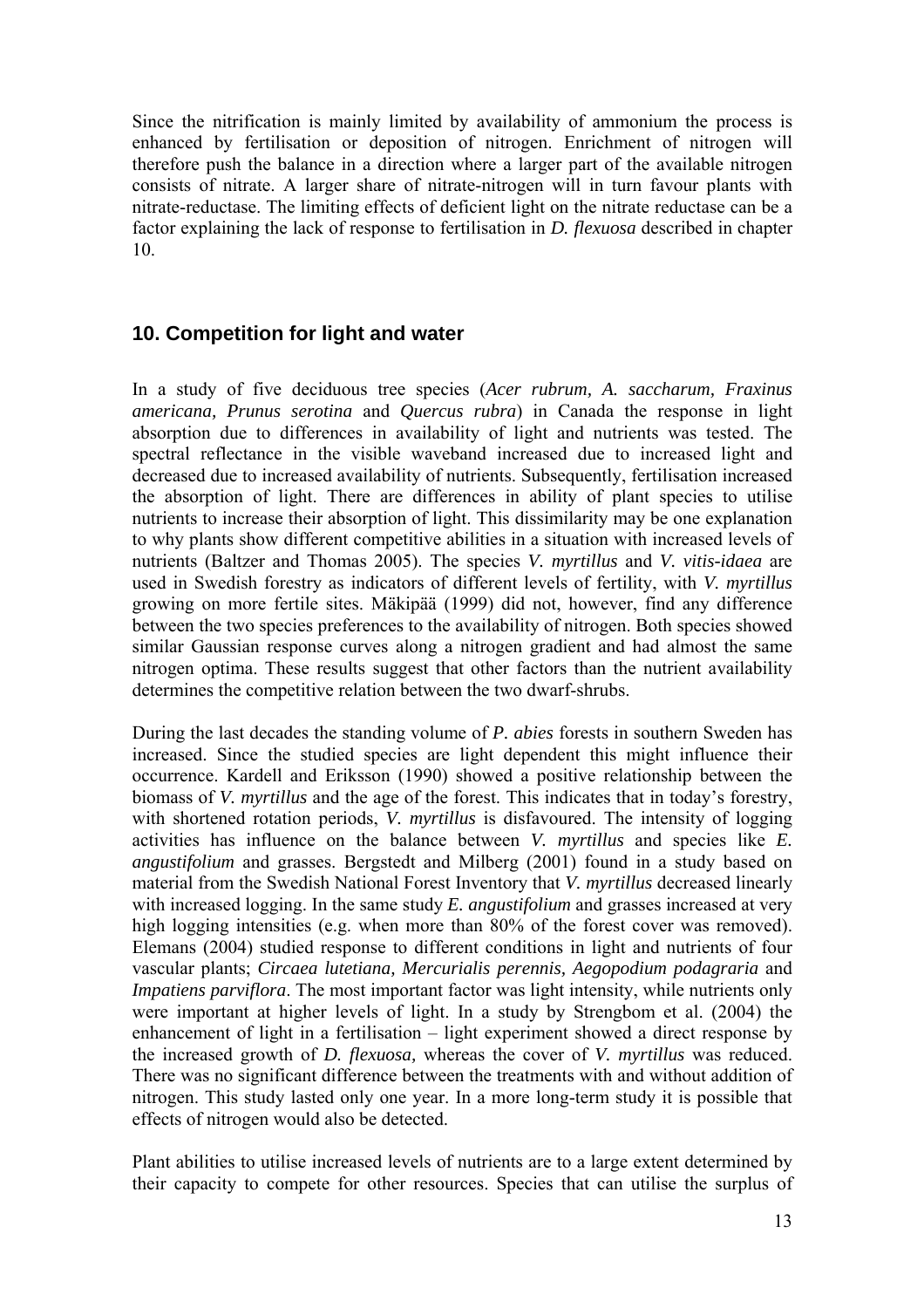Since the nitrification is mainly limited by availability of ammonium the process is enhanced by fertilisation or deposition of nitrogen. Enrichment of nitrogen will therefore push the balance in a direction where a larger part of the available nitrogen consists of nitrate. A larger share of nitrate-nitrogen will in turn favour plants with nitrate-reductase. The limiting effects of deficient light on the nitrate reductase can be a factor explaining the lack of response to fertilisation in *D. flexuosa* described in chapter 10.

## 10. Competition for light and water

In a study of five deciduous tree species (*Acer rubrum, A. saccharum, Fraxinus americana, Prunus serotina* and *Quercus rubra*) in Canada the response in light absorption due to differences in availability of light and nutrients was tested. The spectral reflectance in the visible waveband increased due to increased light and decreased due to increased availability of nutrients. Subsequently, fertilisation increased the absorption of light. There are differences in ability of plant species to utilise nutrients to increase their absorption of light. This dissimilarity may be one explanation to why plants show different competitive abilities in a situation with increased levels of nutrients (Baltzer and Thomas 2005). The species *V. myrtillus* and *V. vitis-idaea* are used in Swedish forestry as indicators of different levels of fertility, with *V. myrtillus* growing on more fertile sites. Mäkipää (1999) did not, however, find any difference between the two species preferences to the availability of nitrogen. Both species showed similar Gaussian response curves along a nitrogen gradient and had almost the same nitrogen optima. These results suggest that other factors than the nutrient availability determines the competitive relation between the two dwarf-shrubs.

During the last decades the standing volume of *P. abies* forests in southern Sweden has increased. Since the studied species are light dependent this might influence their occurrence. Kardell and Eriksson (1990) showed a positive relationship between the biomass of *V. myrtillus* and the age of the forest. This indicates that in today's forestry, with shortened rotation periods, *V. myrtillus* is disfavoured. The intensity of logging activities has influence on the balance between *V. myrtillus* and species like *E. angustifolium* and grasses. Bergstedt and Milberg (2001) found in a study based on material from the Swedish National Forest Inventory that *V. myrtillus* decreased linearly with increased logging. In the same study *E. angustifolium* and grasses increased at very high logging intensities (e.g. when more than 80% of the forest cover was removed). Elemans (2004) studied response to different conditions in light and nutrients of four vascular plants; *Circaea lutetiana, Mercurialis perennis, Aegopodium podagraria* and *Impatiens parviflora*. The most important factor was light intensity, while nutrients only were important at higher levels of light. In a study by Strengbom et al. (2004) the enhancement of light in a fertilisation – light experiment showed a direct response by the increased growth of *D. flexuosa*, whereas the cover of *V. myrtillus* was reduced. There was no significant difference between the treatments with and without addition of nitrogen. This study lasted only one year. In a more long-term study it is possible that effects of nitrogen would also be detected.

Plant abilities to utilise increased levels of nutrients are to a large extent determined by their capacity to compete for other resources. Species that can utilise the surplus of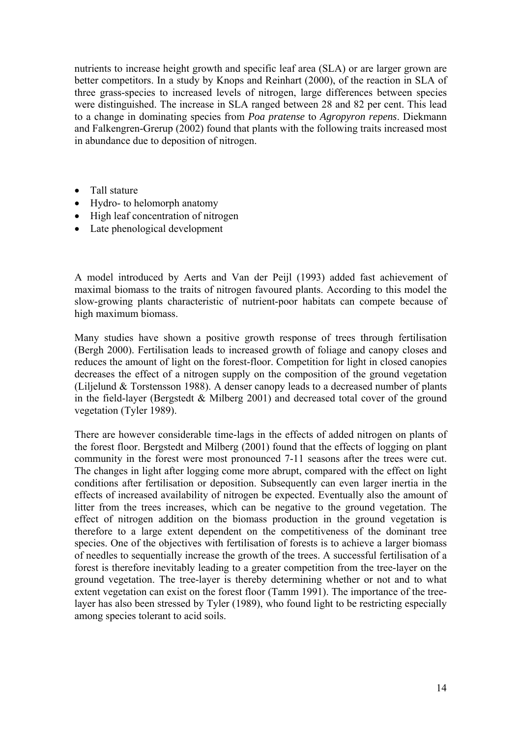nutrients to increase height growth and specific leaf area (SLA) or are larger grown are better competitors. In a study by Knops and Reinhart (2000), of the reaction in SLA of three grass-species to increased levels of nitrogen, large differences between species were distinguished. The increase in SLA ranged between 28 and 82 per cent. This lead to a change in dominating species from *Poa pratense* to *Agropyron repens*. Diekmann and Falkengren-Grerup (2002) found that plants with the following traits increased most in abundance due to deposition of nitrogen.

- Tall stature
- Hydro- to helomorph anatomy
- High leaf concentration of nitrogen
- Late phenological development

A model introduced by Aerts and Van der Peijl (1993) added fast achievement of maximal biomass to the traits of nitrogen favoured plants. According to this model the slow-growing plants characteristic of nutrient-poor habitats can compete because of high maximum biomass.

Many studies have shown a positive growth response of trees through fertilisation (Bergh 2000). Fertilisation leads to increased growth of foliage and canopy closes and reduces the amount of light on the forest-floor. Competition for light in closed canopies decreases the effect of a nitrogen supply on the composition of the ground vegetation (Liljelund & Torstensson 1988). A denser canopy leads to a decreased number of plants in the field-layer (Bergstedt & Milberg 2001) and decreased total cover of the ground vegetation (Tyler 1989).

There are however considerable time-lags in the effects of added nitrogen on plants of the forest floor. Bergstedt and Milberg (2001) found that the effects of logging on plant community in the forest were most pronounced 7-11 seasons after the trees were cut. The changes in light after logging come more abrupt, compared with the effect on light conditions after fertilisation or deposition. Subsequently can even larger inertia in the effects of increased availability of nitrogen be expected. Eventually also the amount of litter from the trees increases, which can be negative to the ground vegetation. The effect of nitrogen addition on the biomass production in the ground vegetation is therefore to a large extent dependent on the competitiveness of the dominant tree species. One of the objectives with fertilisation of forests is to achieve a larger biomass of needles to sequentially increase the growth of the trees. A successful fertilisation of a forest is therefore inevitably leading to a greater competition from the tree-layer on the ground vegetation. The tree-layer is thereby determining whether or not and to what extent vegetation can exist on the forest floor (Tamm 1991). The importance of the tree-layer has also been stressed by Tyler (1989), who found light to be restricting especially among species tolerant to acid soils.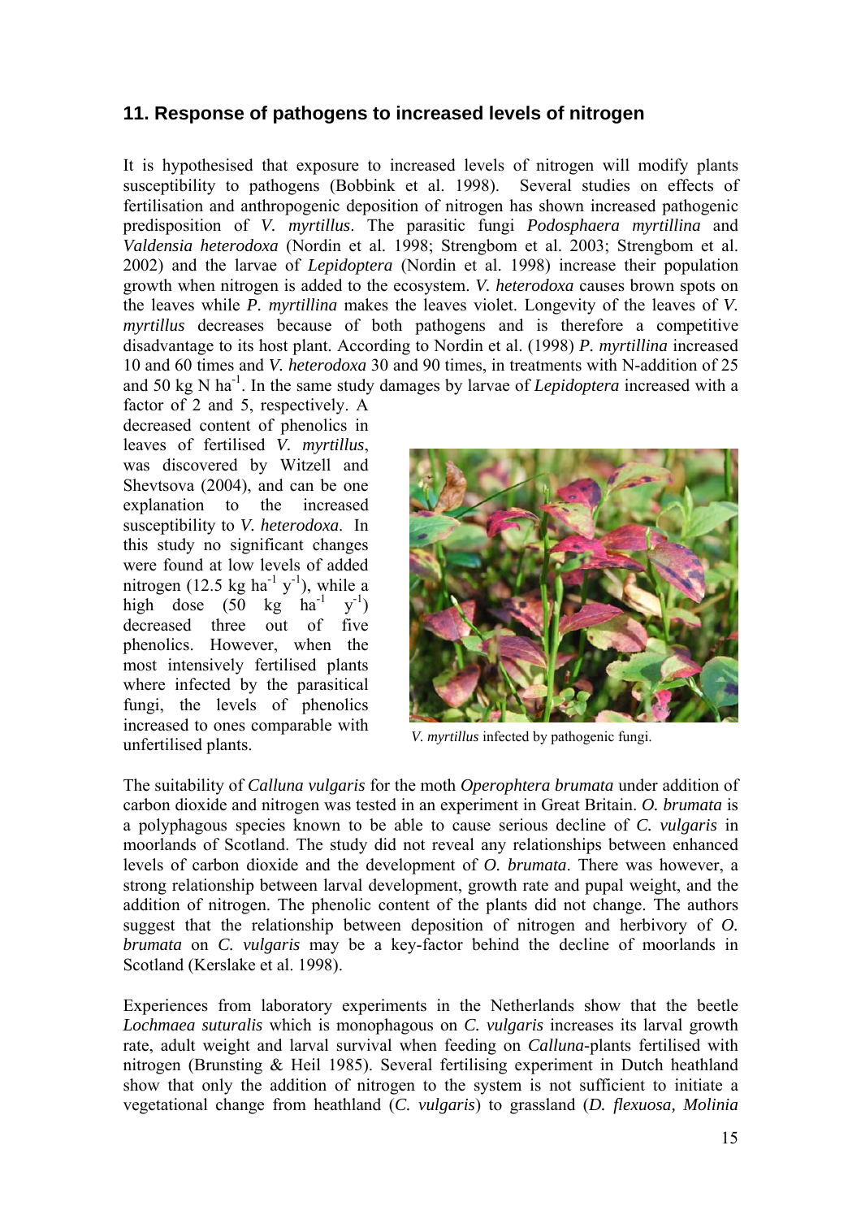## 11. Response of pathogens to increased levels of nitrogen

It is hypothesised that exposure to increased levels of nitrogen will modify plants susceptibility to pathogens (Bobbink et al. 1998). Several studies on effects of fertilisation and anthropogenic deposition of nitrogen has shown increased pathogenic predisposition of *V. myrtillus*. The parasitic fungi *Podosphaera myrtillina* and *Valdensia heterodoxa* (Nordin et al. 1998; Strengbom et al. 2003; Strengbom et al. 2002) and the larvae of *Lepidoptera* (Nordin et al. 1998) increase their population growth when nitrogen is added to the ecosystem. *V. heterodoxa* causes brown spots on the leaves while *P. myrtillina* makes the leaves violet. Longevity of the leaves of *V. myrtillus* decreases because of both pathogens and is therefore a competitive disadvantage to its host plant. According to Nordin et al. (1998) *P. myrtillina* increased 10 and 60 times and *V. heterodoxa* 30 and 90 times, in treatments with N-addition of 25 and 50 kg N $ha^{-1}$. In the same study damages by larvae of *Lepidoptera* increased with a factor of 2 and 5, respectively. A decreased content of phenolics in leaves of fertilised *V. myrtillus*, was discovered by Witzell and Shevtsova (2004), and can be one explanation to the increased susceptibility to *V. heterodoxa*. In this study no significant changes were found at low levels of added nitrogen (12.5 kg $ha^{-1}$ $y^{-1}$), while a high dose (50 kg $ha^{-1}$ $y^{-1}$) decreased three out of five phenolics. However, when the most intensively fertilised plants where infected by the parasitical fungi, the levels of phenolics increased to ones comparable with unfertilised plants.

*V. myrtillus* infected by pathogenic fungi.

The suitability of *Calluna vulgaris* for the moth *Operophtera brumata* under addition of carbon dioxide and nitrogen was tested in an experiment in Great Britain. *O. brumata* is a polyphagous species known to be able to cause serious decline of *C. vulgaris* in moorlands of Scotland. The study did not reveal any relationships between enhanced levels of carbon dioxide and the development of *O. brumata*. There was however, a strong relationship between larval development, growth rate and pupal weight, and the addition of nitrogen. The phenolic content of the plants did not change. The authors suggest that the relationship between deposition of nitrogen and herbivory of *O. brumata* on *C. vulgaris* may be a key-factor behind the decline of moorlands in Scotland (Kerslake et al. 1998).

Experiences from laboratory experiments in the Netherlands show that the beetle *Lochmaea suturalis* which is monophagous on *C. vulgaris* increases its larval growth rate, adult weight and larval survival when feeding on *Calluna*-plants fertilised with nitrogen (Brunsting & Heil 1985). Several fertilising experiment in Dutch heathland show that only the addition of nitrogen to the system is not sufficient to initiate a vegetational change from heathland (*C. vulgaris*) to grassland (*D. flexuosa, Molinia*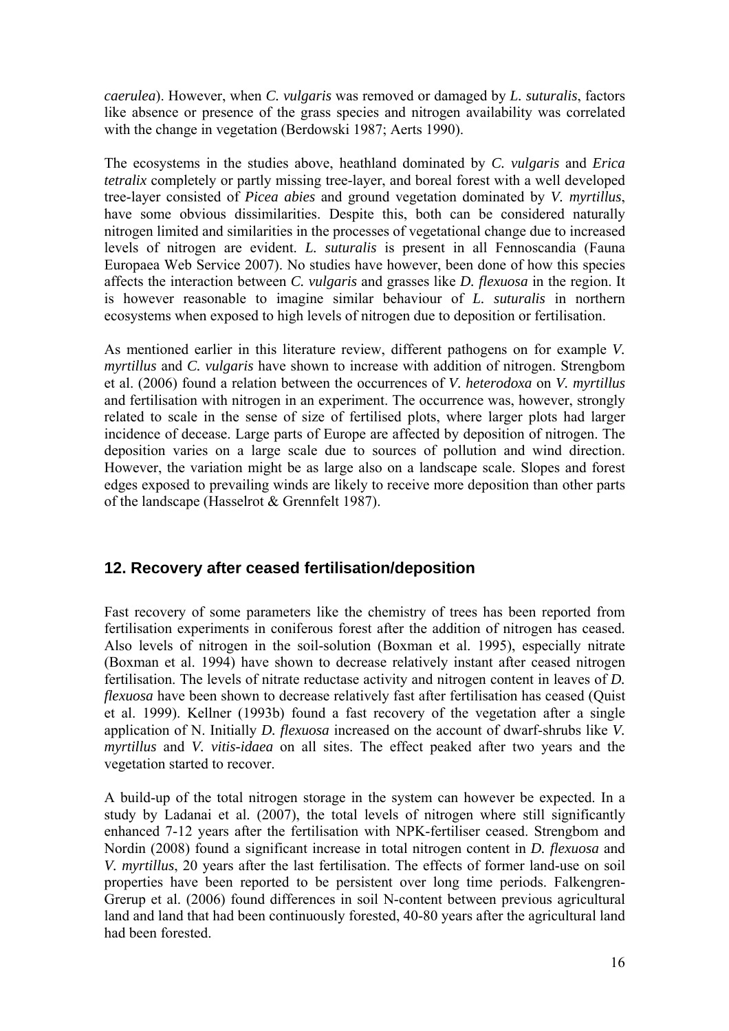*caerulea*). However, when *C. vulgaris* was removed or damaged by *L. suturalis*, factors like absence or presence of the grass species and nitrogen availability was correlated with the change in vegetation (Berdowski 1987; Aerts 1990).

The ecosystems in the studies above, heathland dominated by *C. vulgaris* and *Erica tetralix* completely or partly missing tree-layer, and boreal forest with a well developed tree-layer consisted of *Picea abies* and ground vegetation dominated by *V. myrtillus*, have some obvious dissimilarities. Despite this, both can be considered naturally nitrogen limited and similarities in the processes of vegetational change due to increased levels of nitrogen are evident. *L. suturalis* is present in all Fennoscandia (Fauna Europaea Web Service 2007). No studies have however, been done of how this species affects the interaction between *C. vulgaris* and grasses like *D. flexuosa* in the region. It is however reasonable to imagine similar behaviour of *L. suturalis* in northern ecosystems when exposed to high levels of nitrogen due to deposition or fertilisation.

As mentioned earlier in this literature review, different pathogens on for example *V. myrtillus* and *C. vulgaris* have shown to increase with addition of nitrogen. Strengbom et al. (2006) found a relation between the occurrences of *V. heterodoxa* on *V. myrtillus* and fertilisation with nitrogen in an experiment. The occurrence was, however, strongly related to scale in the sense of size of fertilised plots, where larger plots had larger incidence of decease. Large parts of Europe are affected by deposition of nitrogen. The deposition varies on a large scale due to sources of pollution and wind direction. However, the variation might be as large also on a landscape scale. Slopes and forest edges exposed to prevailing winds are likely to receive more deposition than other parts of the landscape (Hasselrot & Grennfelt 1987).

## 12. Recovery after ceased fertilisation/deposition

Fast recovery of some parameters like the chemistry of trees has been reported from fertilisation experiments in coniferous forest after the addition of nitrogen has ceased. Also levels of nitrogen in the soil-solution (Boxman et al. 1995), especially nitrate (Boxman et al. 1994) have shown to decrease relatively instant after ceased nitrogen fertilisation. The levels of nitrate reductase activity and nitrogen content in leaves of *D. flexuosa* have been shown to decrease relatively fast after fertilisation has ceased (Quist et al. 1999). Kellner (1993b) found a fast recovery of the vegetation after a single application of N. Initially *D. flexuosa* increased on the account of dwarf-shrubs like *V. myrtillus* and *V. vitis-idaea* on all sites. The effect peaked after two years and the vegetation started to recover.

A build-up of the total nitrogen storage in the system can however be expected. In a study by Ladanai et al. (2007), the total levels of nitrogen where still significantly enhanced 7-12 years after the fertilisation with NPK-fertiliser ceased. Strengbom and Nordin (2008) found a significant increase in total nitrogen content in *D. flexuosa* and *V. myrtillus*, 20 years after the last fertilisation. The effects of former land-use on soil properties have been reported to be persistent over long time periods. Falkengren-Grerup et al. (2006) found differences in soil N-content between previous agricultural land and land that had been continuously forested, 40-80 years after the agricultural land had been forested.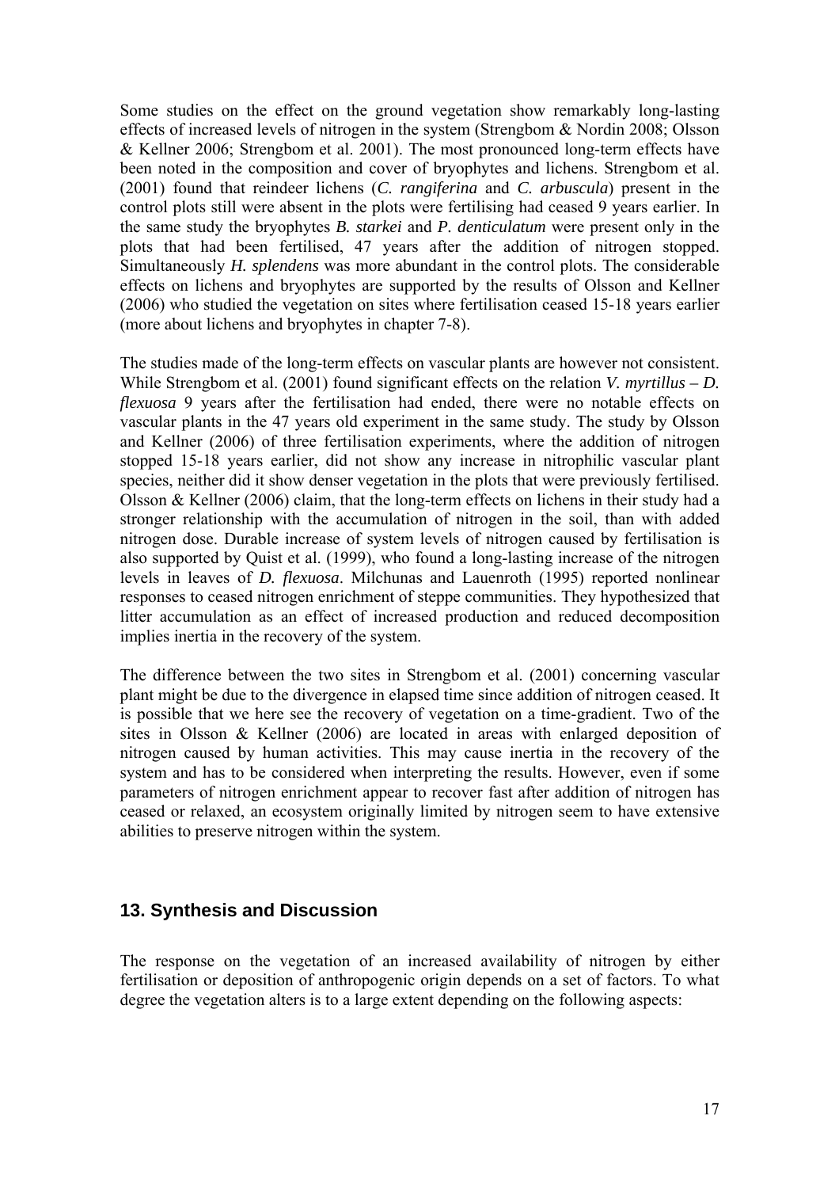Some studies on the effect on the ground vegetation show remarkably long-lasting effects of increased levels of nitrogen in the system (Strengbom & Nordin 2008; Olsson & Kellner 2006; Strengbom et al. 2001). The most pronounced long-term effects have been noted in the composition and cover of bryophytes and lichens. Strengbom et al. (2001) found that reindeer lichens (*C. rangiferina* and *C. arbuscula*) present in the control plots still were absent in the plots were fertilising had ceased 9 years earlier. In the same study the bryophytes *B. starkei* and *P. denticulatum* were present only in the plots that had been fertilised, 47 years after the addition of nitrogen stopped. Simultaneously *H. splendens* was more abundant in the control plots. The considerable effects on lichens and bryophytes are supported by the results of Olsson and Kellner (2006) who studied the vegetation on sites where fertilisation ceased 15-18 years earlier (more about lichens and bryophytes in chapter 7-8).

The studies made of the long-term effects on vascular plants are however not consistent. While Strengbom et al. (2001) found significant effects on the relation *V. myrtillus – D. flexuosa* 9 years after the fertilisation had ended, there were no notable effects on vascular plants in the 47 years old experiment in the same study. The study by Olsson and Kellner (2006) of three fertilisation experiments, where the addition of nitrogen stopped 15-18 years earlier, did not show any increase in nitrophilic vascular plant species, neither did it show denser vegetation in the plots that were previously fertilised. Olsson & Kellner (2006) claim, that the long-term effects on lichens in their study had a stronger relationship with the accumulation of nitrogen in the soil, than with added nitrogen dose. Durable increase of system levels of nitrogen caused by fertilisation is also supported by Quist et al. (1999), who found a long-lasting increase of the nitrogen levels in leaves of *D. flexuosa*. Milchunas and Lauenroth (1995) reported nonlinear responses to ceased nitrogen enrichment of steppe communities. They hypothesized that litter accumulation as an effect of increased production and reduced decomposition implies inertia in the recovery of the system.

The difference between the two sites in Strengbom et al. (2001) concerning vascular plant might be due to the divergence in elapsed time since addition of nitrogen ceased. It is possible that we here see the recovery of vegetation on a time-gradient. Two of the sites in Olsson & Kellner (2006) are located in areas with enlarged deposition of nitrogen caused by human activities. This may cause inertia in the recovery of the system and has to be considered when interpreting the results. However, even if some parameters of nitrogen enrichment appear to recover fast after addition of nitrogen has ceased or relaxed, an ecosystem originally limited by nitrogen seem to have extensive abilities to preserve nitrogen within the system.

## 13. Synthesis and Discussion

The response on the vegetation of an increased availability of nitrogen by either fertilisation or deposition of anthropogenic origin depends on a set of factors. To what degree the vegetation alters is to a large extent depending on the following aspects: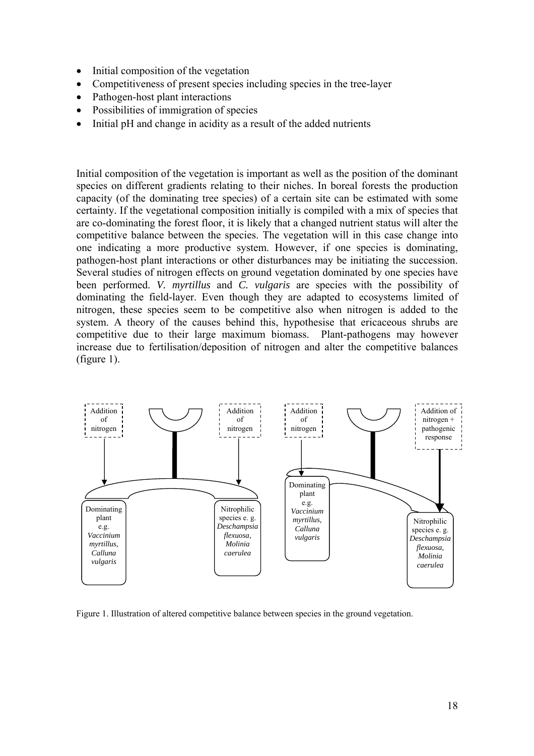- Initial composition of the vegetation
- Competitiveness of present species including species in the tree-layer
- Pathogen-host plant interactions
- Possibilities of immigration of species
- Initial pH and change in acidity as a result of the added nutrients

Initial composition of the vegetation is important as well as the position of the dominant species on different gradients relating to their niches. In boreal forests the production capacity (of the dominating tree species) of a certain site can be estimated with some certainty. If the vegetational composition initially is compiled with a mix of species that are co-dominating the forest floor, it is likely that a changed nutrient status will alter the competitive balance between the species. The vegetation will in this case change into one indicating a more productive system. However, if one species is dominating, pathogen-host plant interactions or other disturbances may be initiating the succession. Several studies of nitrogen effects on ground vegetation dominated by one species have been performed. *V. myrtillus* and *C. vulgaris* are species with the possibility of dominating the field-layer. Even though they are adapted to ecosystems limited of nitrogen, these species seem to be competitive also when nitrogen is added to the system. A theory of the causes behind this, hypothesise that ericaceous shrubs are competitive due to their large maximum biomass. Plant-pathogens may however increase due to fertilisation/deposition of nitrogen and alter the competitive balances (figure 1).

Addition of nitrogen | Addition of nitrogen | Addition of nitrogen | Addition of nitrogen + pathogenic response

Dominating plant e.g. *Vaccinium myrtillus, Calluna vulgaris* | Nitrophilic species e. g. *Deschampsia flexuosa, Molinia caerulea*

Figure 1. Illustration of altered competitive balance between species in the ground vegetation.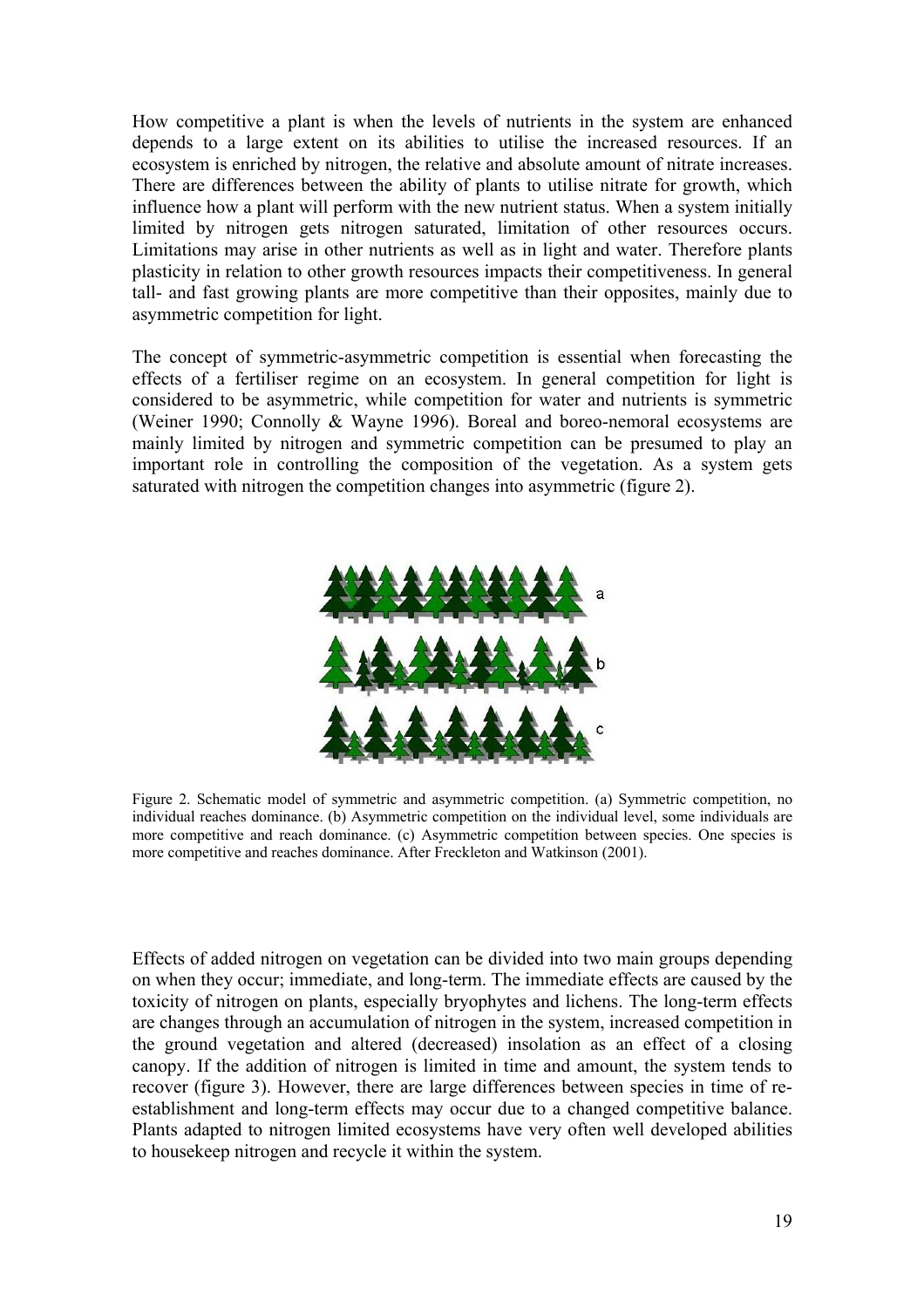How competitive a plant is when the levels of nutrients in the system are enhanced depends to a large extent on its abilities to utilise the increased resources. If an ecosystem is enriched by nitrogen, the relative and absolute amount of nitrate increases. There are differences between the ability of plants to utilise nitrate for growth, which influence how a plant will perform with the new nutrient status. When a system initially limited by nitrogen gets nitrogen saturated, limitation of other resources occurs. Limitations may arise in other nutrients as well as in light and water. Therefore plants plasticity in relation to other growth resources impacts their competitiveness. In general tall- and fast growing plants are more competitive than their opposites, mainly due to asymmetric competition for light.

The concept of symmetric-asymmetric competition is essential when forecasting the effects of a fertiliser regime on an ecosystem. In general competition for light is considered to be asymmetric, while competition for water and nutrients is symmetric (Weiner 1990; Connolly & Wayne 1996). Boreal and boreo-nemoral ecosystems are mainly limited by nitrogen and symmetric competition can be presumed to play an important role in controlling the composition of the vegetation. As a system gets saturated with nitrogen the competition changes into asymmetric (figure 2).

Figure 2. Schematic model of symmetric and asymmetric competition. (a) Symmetric competition, no individual reaches dominance. (b) Asymmetric competition on the individual level, some individuals are more competitive and reach dominance. (c) Asymmetric competition between species. One species is more competitive and reaches dominance. After Freckleton and Watkinson (2001).

Effects of added nitrogen on vegetation can be divided into two main groups depending on when they occur; immediate, and long-term. The immediate effects are caused by the toxicity of nitrogen on plants, especially bryophytes and lichens. The long-term effects are changes through an accumulation of nitrogen in the system, increased competition in the ground vegetation and altered (decreased) insolation as an effect of a closing canopy. If the addition of nitrogen is limited in time and amount, the system tends to recover (figure 3). However, there are large differences between species in time of re-establishment and long-term effects may occur due to a changed competitive balance. Plants adapted to nitrogen limited ecosystems have very often well developed abilities to housekeep nitrogen and recycle it within the system.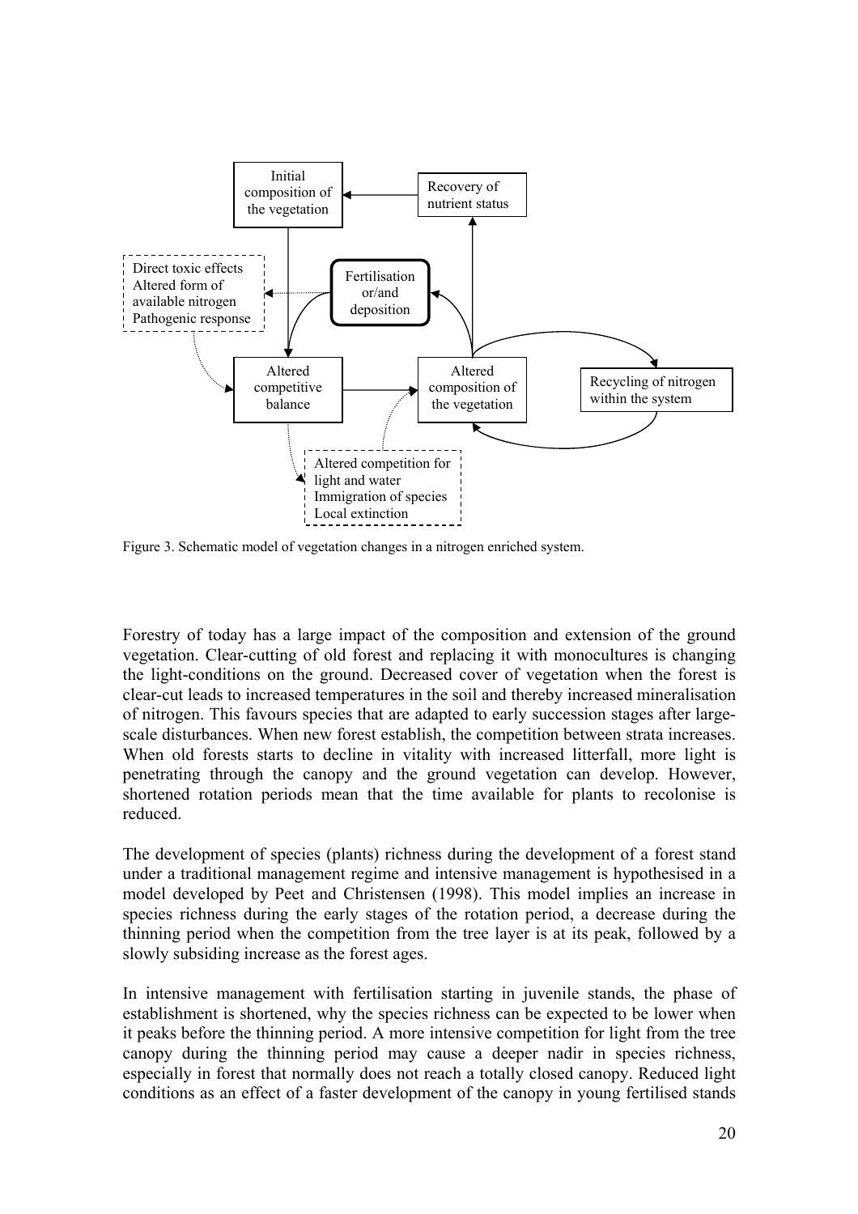Figure 3. Schematic model of vegetation changes in a nitrogen enriched system.

Forestry of today has a large impact of the composition and extension of the ground vegetation. Clear-cutting of old forest and replacing it with monocultures is changing the light-conditions on the ground. Decreased cover of vegetation when the forest is clear-cut leads to increased temperatures in the soil and thereby increased mineralisation of nitrogen. This favours species that are adapted to early succession stages after large-scale disturbances. When new forest establish, the competition between strata increases. When old forests starts to decline in vitality with increased litterfall, more light is penetrating through the canopy and the ground vegetation can develop. However, shortened rotation periods mean that the time available for plants to recolonise is reduced.

The development of species (plants) richness during the development of a forest stand under a traditional management regime and intensive management is hypothesised in a model developed by Peet and Christensen (1998). This model implies an increase in species richness during the early stages of the rotation period, a decrease during the thinning period when the competition from the tree layer is at its peak, followed by a slowly subsiding increase as the forest ages.

In intensive management with fertilisation starting in juvenile stands, the phase of establishment is shortened, why the species richness can be expected to be lower when it peaks before the thinning period. A more intensive competition for light from the tree canopy during the thinning period may cause a deeper nadir in species richness, especially in forest that normally does not reach a totally closed canopy. Reduced light conditions as an effect of a faster development of the canopy in young fertilised stands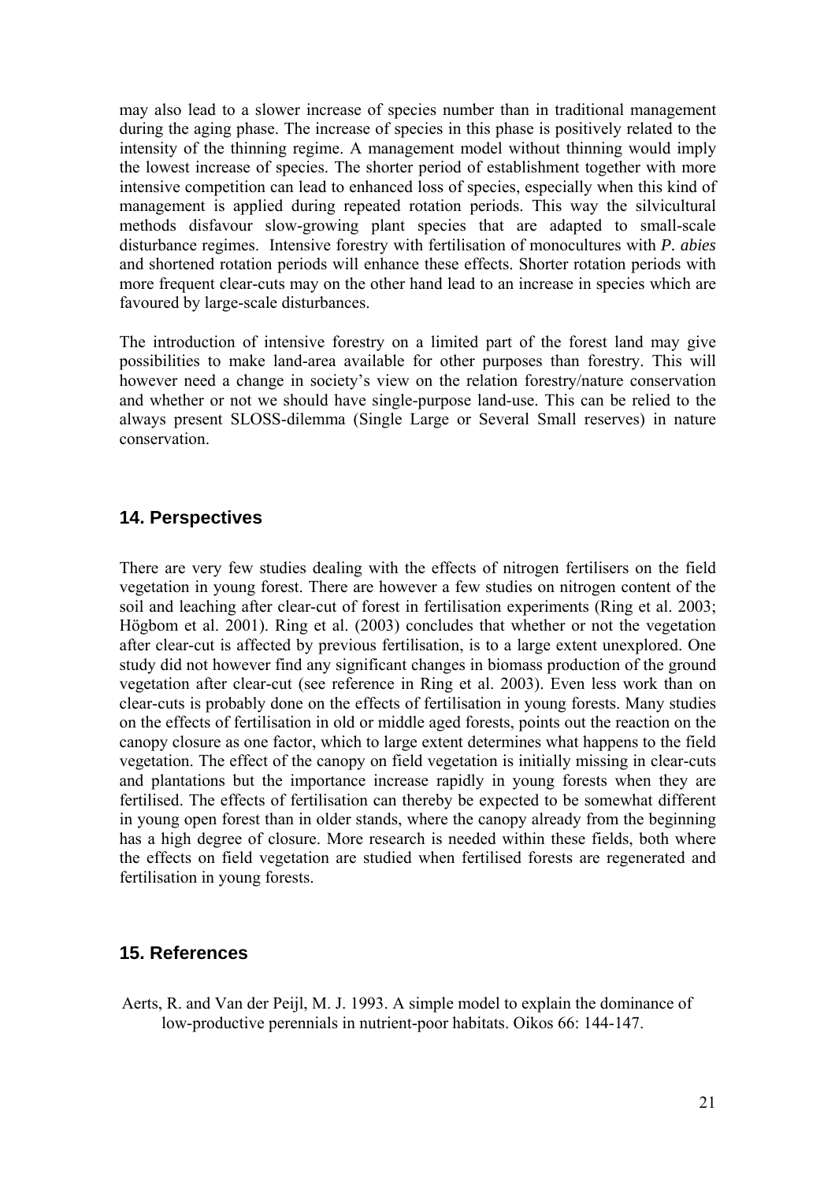may also lead to a slower increase of species number than in traditional management during the aging phase. The increase of species in this phase is positively related to the intensity of the thinning regime. A management model without thinning would imply the lowest increase of species. The shorter period of establishment together with more intensive competition can lead to enhanced loss of species, especially when this kind of management is applied during repeated rotation periods. This way the silvicultural methods disfavour slow-growing plant species that are adapted to small-scale disturbance regimes. Intensive forestry with fertilisation of monocultures with ***P. abies*** and shortened rotation periods will enhance these effects. Shorter rotation periods with more frequent clear-cuts may on the other hand lead to an increase in species which are favoured by large-scale disturbances.

The introduction of intensive forestry on a limited part of the forest land may give possibilities to make land-area available for other purposes than forestry. This will however need a change in society's view on the relation forestry/nature conservation and whether or not we should have single-purpose land-use. This can be relied to the always present SLOSS-dilemma (Single Large or Several Small reserves) in nature conservation.

## 14. Perspectives

There are very few studies dealing with the effects of nitrogen fertilisers on the field vegetation in young forest. There are however a few studies on nitrogen content of the soil and leaching after clear-cut of forest in fertilisation experiments (Ring et al. 2003; Högbom et al. 2001). Ring et al. (2003) concludes that whether or not the vegetation after clear-cut is affected by previous fertilisation, is to a large extent unexplored. One study did not however find any significant changes in biomass production of the ground vegetation after clear-cut (see reference in Ring et al. 2003). Even less work than on clear-cuts is probably done on the effects of fertilisation in young forests. Many studies on the effects of fertilisation in old or middle aged forests, points out the reaction on the canopy closure as one factor, which to large extent determines what happens to the field vegetation. The effect of the canopy on field vegetation is initially missing in clear-cuts and plantations but the importance increase rapidly in young forests when they are fertilised. The effects of fertilisation can thereby be expected to be somewhat different in young open forest than in older stands, where the canopy already from the beginning has a high degree of closure. More research is needed within these fields, both where the effects on field vegetation are studied when fertilised forests are regenerated and fertilisation in young forests.

## 15. References

Aerts, R. and Van der Peijl, M. J. 1993. A simple model to explain the dominance of low-productive perennials in nutrient-poor habitats. Oikos 66: 144-147.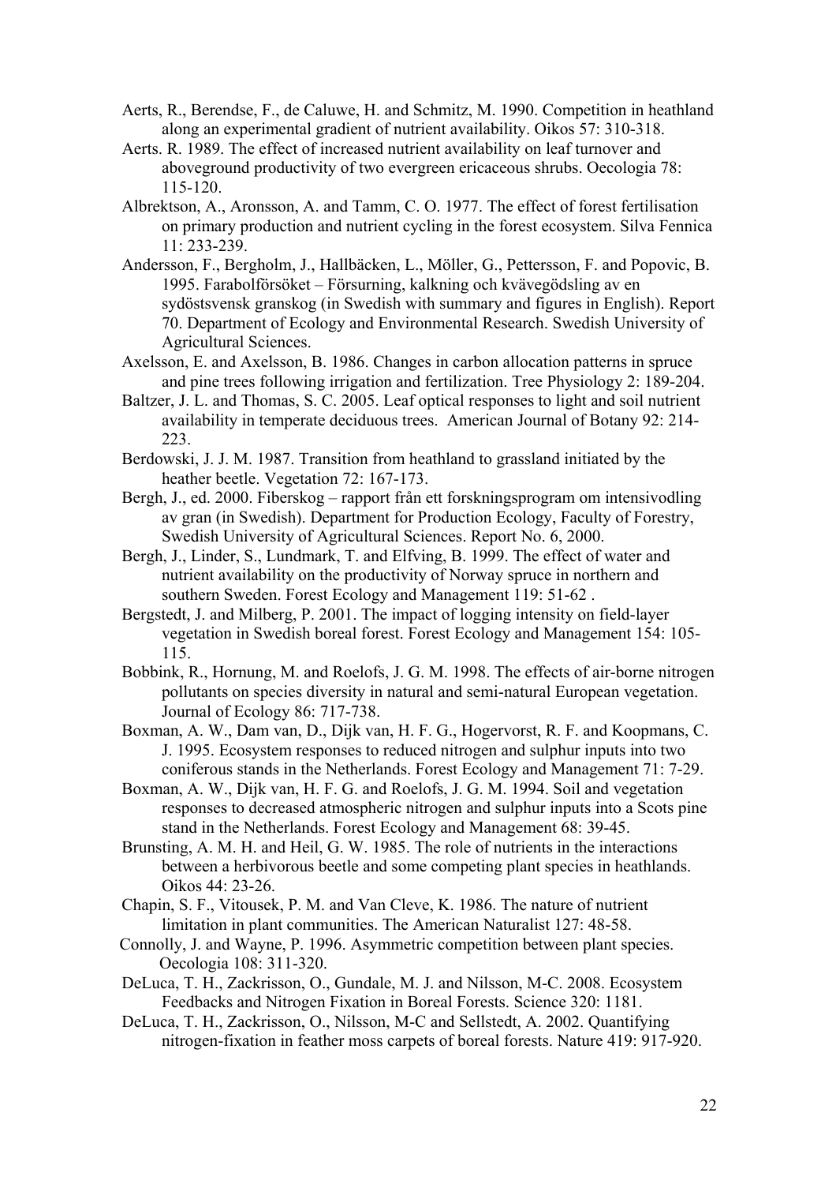Aerts, R., Berendse, F., de Caluwe, H. and Schmitz, M. 1990. Competition in heathland along an experimental gradient of nutrient availability. Oikos 57: 310-318.

Aerts. R. 1989. The effect of increased nutrient availability on leaf turnover and aboveground productivity of two evergreen ericaceous shrubs. Oecologia 78: 115-120.

Albrektson, A., Aronsson, A. and Tamm, C. O. 1977. The effect of forest fertilisation on primary production and nutrient cycling in the forest ecosystem. Silva Fennica 11: 233-239.

Andersson, F., Bergholm, J., Hallbäcken, L., Möller, G., Pettersson, F. and Popovic, B. 1995. Farabolförsöket – Försurning, kalkning och kvävegödsling av en sydöstsvensk granskog (in Swedish with summary and figures in English). Report 70. Department of Ecology and Environmental Research. Swedish University of Agricultural Sciences.

Axelsson, E. and Axelsson, B. 1986. Changes in carbon allocation patterns in spruce and pine trees following irrigation and fertilization. Tree Physiology 2: 189-204.

Baltzer, J. L. and Thomas, S. C. 2005. Leaf optical responses to light and soil nutrient availability in temperate deciduous trees. American Journal of Botany 92: 214-223.

Berdowski, J. J. M. 1987. Transition from heathland to grassland initiated by the heather beetle. Vegetation 72: 167-173.

Bergh, J., ed. 2000. Fiberskog – rapport från ett forskningsprogram om intensivodling av gran (in Swedish). Department for Production Ecology, Faculty of Forestry, Swedish University of Agricultural Sciences. Report No. 6, 2000.

Bergh, J., Linder, S., Lundmark, T. and Elfving, B. 1999. The effect of water and nutrient availability on the productivity of Norway spruce in northern and southern Sweden. Forest Ecology and Management 119: 51-62 .

Bergstedt, J. and Milberg, P. 2001. The impact of logging intensity on field-layer vegetation in Swedish boreal forest. Forest Ecology and Management 154: 105-115.

Bobbink, R., Hornung, M. and Roelofs, J. G. M. 1998. The effects of air-borne nitrogen pollutants on species diversity in natural and semi-natural European vegetation. Journal of Ecology 86: 717-738.

Boxman, A. W., Dam van, D., Dijk van, H. F. G., Hogervorst, R. F. and Koopmans, C. J. 1995. Ecosystem responses to reduced nitrogen and sulphur inputs into two coniferous stands in the Netherlands. Forest Ecology and Management 71: 7-29.

Boxman, A. W., Dijk van, H. F. G. and Roelofs, J. G. M. 1994. Soil and vegetation responses to decreased atmospheric nitrogen and sulphur inputs into a Scots pine stand in the Netherlands. Forest Ecology and Management 68: 39-45.

Brunsting, A. M. H. and Heil, G. W. 1985. The role of nutrients in the interactions between a herbivorous beetle and some competing plant species in heathlands. Oikos 44: 23-26.

Chapin, S. F., Vitousek, P. M. and Van Cleve, K. 1986. The nature of nutrient limitation in plant communities. The American Naturalist 127: 48-58.

Connolly, J. and Wayne, P. 1996. Asymmetric competition between plant species. Oecologia 108: 311-320.

DeLuca, T. H., Zackrisson, O., Gundale, M. J. and Nilsson, M-C. 2008. Ecosystem Feedbacks and Nitrogen Fixation in Boreal Forests. Science 320: 1181.

DeLuca, T. H., Zackrisson, O., Nilsson, M-C and Sellstedt, A. 2002. Quantifying nitrogen-fixation in feather moss carpets of boreal forests. Nature 419: 917-920.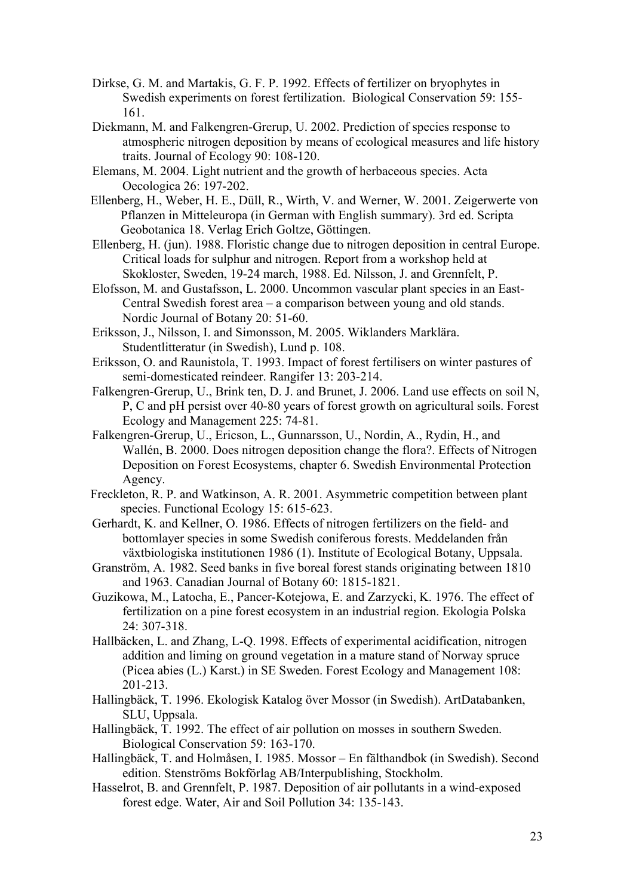Dirkse, G. M. and Martakis, G. F. P. 1992. Effects of fertilizer on bryophytes in Swedish experiments on forest fertilization. Biological Conservation 59: 155-161.

Diekmann, M. and Falkengren-Grerup, U. 2002. Prediction of species response to atmospheric nitrogen deposition by means of ecological measures and life history traits. Journal of Ecology 90: 108-120.

Elemans, M. 2004. Light nutrient and the growth of herbaceous species. Acta Oecologica 26: 197-202.

Ellenberg, H., Weber, H. E., Düll, R., Wirth, V. and Werner, W. 2001. Zeigerwerte von Pflanzen in Mitteleuropa (in German with English summary). 3rd ed. Scripta Geobotanica 18. Verlag Erich Goltze, Göttingen.

Ellenberg, H. (jun). 1988. Floristic change due to nitrogen deposition in central Europe. Critical loads for sulphur and nitrogen. Report from a workshop held at Skokloster, Sweden, 19-24 march, 1988. Ed. Nilsson, J. and Grennfelt, P.

Elofsson, M. and Gustafsson, L. 2000. Uncommon vascular plant species in an East-Central Swedish forest area – a comparison between young and old stands. Nordic Journal of Botany 20: 51-60.

Eriksson, J., Nilsson, I. and Simonsson, M. 2005. Wiklanders Marklära. Studentlitteratur (in Swedish), Lund p. 108.

Eriksson, O. and Raunistola, T. 1993. Impact of forest fertilisers on winter pastures of semi-domesticated reindeer. Rangifer 13: 203-214.

Falkengren-Grerup, U., Brink ten, D. J. and Brunet, J. 2006. Land use effects on soil N, P, C and pH persist over 40-80 years of forest growth on agricultural soils. Forest Ecology and Management 225: 74-81.

Falkengren-Grerup, U., Ericson, L., Gunnarsson, U., Nordin, A., Rydin, H., and Wallén, B. 2000. Does nitrogen deposition change the flora?. Effects of Nitrogen Deposition on Forest Ecosystems, chapter 6. Swedish Environmental Protection Agency.

Freckleton, R. P. and Watkinson, A. R. 2001. Asymmetric competition between plant species. Functional Ecology 15: 615-623.

Gerhardt, K. and Kellner, O. 1986. Effects of nitrogen fertilizers on the field- and bottomlayer species in some Swedish coniferous forests. Meddelanden från växtbiologiska institutionen 1986 (1). Institute of Ecological Botany, Uppsala.

Granström, A. 1982. Seed banks in five boreal forest stands originating between 1810 and 1963. Canadian Journal of Botany 60: 1815-1821.

Guzikowa, M., Latocha, E., Pancer-Kotejowa, E. and Zarzycki, K. 1976. The effect of fertilization on a pine forest ecosystem in an industrial region. Ekologia Polska 24: 307-318.

Hallbäcken, L. and Zhang, L-Q. 1998. Effects of experimental acidification, nitrogen addition and liming on ground vegetation in a mature stand of Norway spruce (Picea abies (L.) Karst.) in SE Sweden. Forest Ecology and Management 108: 201-213.

Hallingbäck, T. 1996. Ekologisk Katalog över Mossor (in Swedish). ArtDatabanken, SLU, Uppsala.

Hallingbäck, T. 1992. The effect of air pollution on mosses in southern Sweden. Biological Conservation 59: 163-170.

Hallingbäck, T. and Holmåsen, I. 1985. Mossor – En fälthandbok (in Swedish). Second edition. Stenströms Bokförlag AB/Interpublishing, Stockholm.

Hasselrot, B. and Grennfelt, P. 1987. Deposition of air pollutants in a wind-exposed forest edge. Water, Air and Soil Pollution 34: 135-143.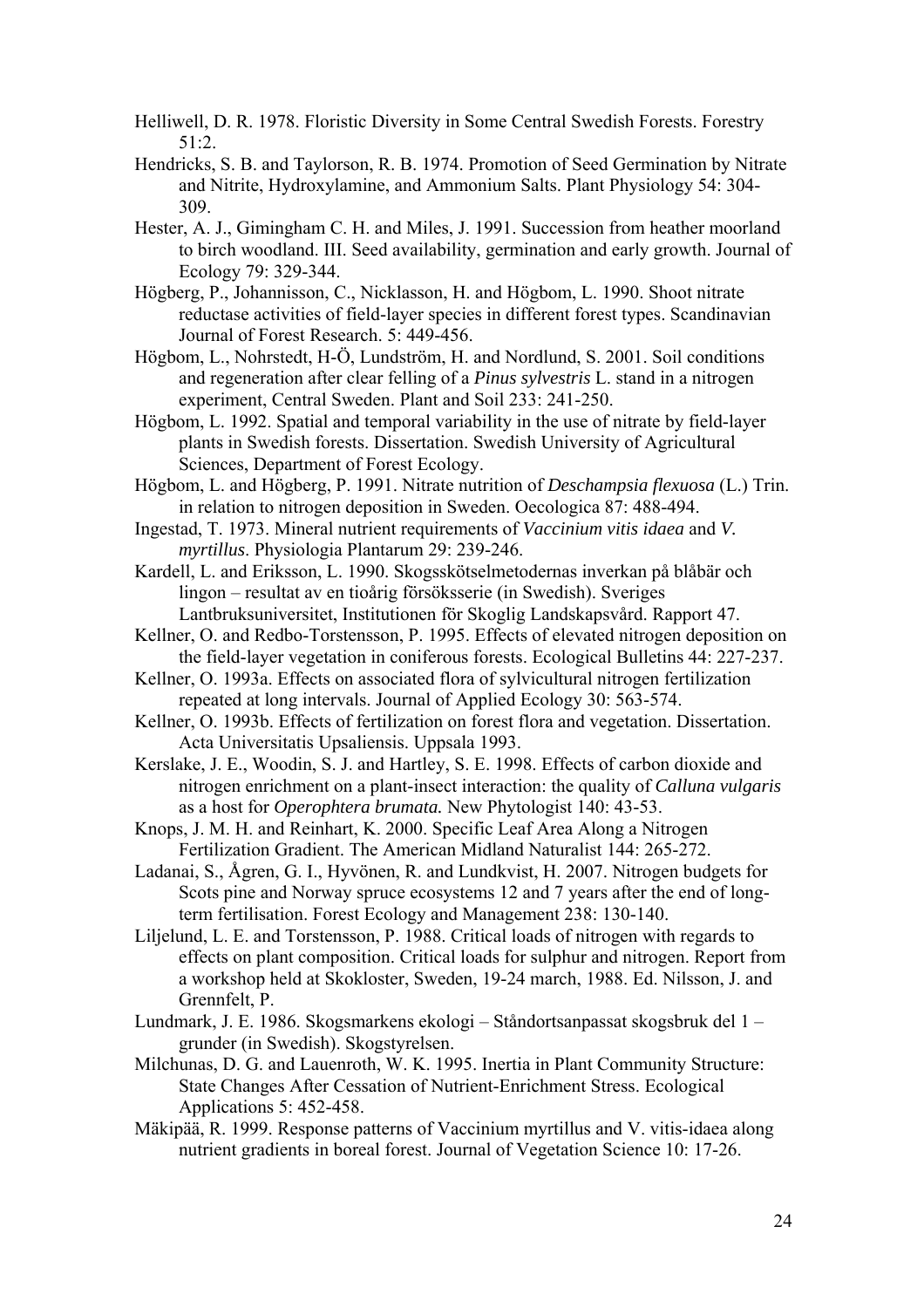Helliwell, D. R. 1978. Floristic Diversity in Some Central Swedish Forests. Forestry 51:2.

Hendricks, S. B. and Taylorson, R. B. 1974. Promotion of Seed Germination by Nitrate and Nitrite, Hydroxylamine, and Ammonium Salts. Plant Physiology 54: 304-309.

Hester, A. J., Gimingham C. H. and Miles, J. 1991. Succession from heather moorland to birch woodland. III. Seed availability, germination and early growth. Journal of Ecology 79: 329-344.

Högberg, P., Johannisson, C., Nicklasson, H. and Högbom, L. 1990. Shoot nitrate reductase activities of field-layer species in different forest types. Scandinavian Journal of Forest Research. 5: 449-456.

Högbom, L., Nohrstedt, H-Ö, Lundström, H. and Nordlund, S. 2001. Soil conditions and regeneration after clear felling of a *Pinus sylvestris* L. stand in a nitrogen experiment, Central Sweden. Plant and Soil 233: 241-250.

Högbom, L. 1992. Spatial and temporal variability in the use of nitrate by field-layer plants in Swedish forests. Dissertation. Swedish University of Agricultural Sciences, Department of Forest Ecology.

Högbom, L. and Högberg, P. 1991. Nitrate nutrition of *Deschampsia flexuosa* (L.) Trin. in relation to nitrogen deposition in Sweden. Oecologica 87: 488-494.

Ingestad, T. 1973. Mineral nutrient requirements of *Vaccinium vitis idaea* and *V. myrtillus*. Physiologia Plantarum 29: 239-246.

Kardell, L. and Eriksson, L. 1990. Skogsskötselmetodernas inverkan på blåbär och lingon – resultat av en tioårig försöksserie (in Swedish). Sveriges Lantbruksuniversitet, Institutionen för Skoglig Landskapsvård. Rapport 47.

Kellner, O. and Redbo-Torstensson, P. 1995. Effects of elevated nitrogen deposition on the field-layer vegetation in coniferous forests. Ecological Bulletins 44: 227-237.

Kellner, O. 1993a. Effects on associated flora of sylvicultural nitrogen fertilization repeated at long intervals. Journal of Applied Ecology 30: 563-574.

Kellner, O. 1993b. Effects of fertilization on forest flora and vegetation. Dissertation. Acta Universitatis Upsaliensis. Uppsala 1993.

Kerslake, J. E., Woodin, S. J. and Hartley, S. E. 1998. Effects of carbon dioxide and nitrogen enrichment on a plant-insect interaction: the quality of *Calluna vulgaris* as a host for *Operophtera brumata.* New Phytologist 140: 43-53.

Knops, J. M. H. and Reinhart, K. 2000. Specific Leaf Area Along a Nitrogen Fertilization Gradient. The American Midland Naturalist 144: 265-272.

Ladanai, S., Ågren, G. I., Hyvönen, R. and Lundkvist, H. 2007. Nitrogen budgets for Scots pine and Norway spruce ecosystems 12 and 7 years after the end of long-term fertilisation. Forest Ecology and Management 238: 130-140.

Liljelund, L. E. and Torstensson, P. 1988. Critical loads of nitrogen with regards to effects on plant composition. Critical loads for sulphur and nitrogen. Report from a workshop held at Skokloster, Sweden, 19-24 march, 1988. Ed. Nilsson, J. and Grennfelt, P.

Lundmark, J. E. 1986. Skogsmarkens ekologi – Ståndortsanpassat skogsbruk del 1 – grunder (in Swedish). Skogstyrelsen.

Milchunas, D. G. and Lauenroth, W. K. 1995. Inertia in Plant Community Structure: State Changes After Cessation of Nutrient-Enrichment Stress. Ecological Applications 5: 452-458.

Mäkipää, R. 1999. Response patterns of Vaccinium myrtillus and V. vitis-idaea along nutrient gradients in boreal forest. Journal of Vegetation Science 10: 17-26.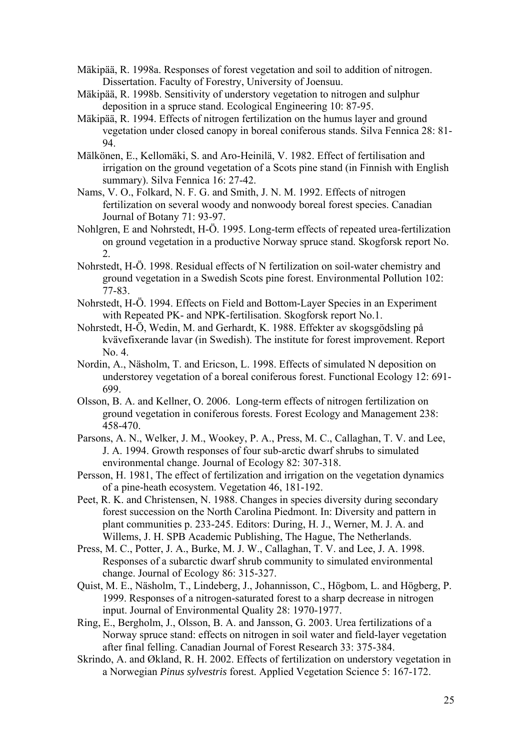Mäkipää, R. 1998a. Responses of forest vegetation and soil to addition of nitrogen. Dissertation. Faculty of Forestry, University of Joensuu.

Mäkipää, R. 1998b. Sensitivity of understory vegetation to nitrogen and sulphur deposition in a spruce stand. Ecological Engineering 10: 87-95.

Mäkipää, R. 1994. Effects of nitrogen fertilization on the humus layer and ground vegetation under closed canopy in boreal coniferous stands. Silva Fennica 28: 81-94.

Mälkönen, E., Kellomäki, S. and Aro-Heinilä, V. 1982. Effect of fertilisation and irrigation on the ground vegetation of a Scots pine stand (in Finnish with English summary). Silva Fennica 16: 27-42.

Nams, V. O., Folkard, N. F. G. and Smith, J. N. M. 1992. Effects of nitrogen fertilization on several woody and nonwoody boreal forest species. Canadian Journal of Botany 71: 93-97.

Nohlgren, E and Nohrstedt, H-Ö. 1995. Long-term effects of repeated urea-fertilization on ground vegetation in a productive Norway spruce stand. Skogforsk report No. 2.

Nohrstedt, H-Ö. 1998. Residual effects of N fertilization on soil-water chemistry and ground vegetation in a Swedish Scots pine forest. Environmental Pollution 102: 77-83.

Nohrstedt, H-Ö. 1994. Effects on Field and Bottom-Layer Species in an Experiment with Repeated PK- and NPK-fertilisation. Skogforsk report No.1.

Nohrstedt, H-Ö, Wedin, M. and Gerhardt, K. 1988. Effekter av skogsgödsling på kvävefixerande lavar (in Swedish). The institute for forest improvement. Report No. 4.

Nordin, A., Näsholm, T. and Ericson, L. 1998. Effects of simulated N deposition on understorey vegetation of a boreal coniferous forest. Functional Ecology 12: 691-699.

Olsson, B. A. and Kellner, O. 2006. Long-term effects of nitrogen fertilization on ground vegetation in coniferous forests. Forest Ecology and Management 238: 458-470.

Parsons, A. N., Welker, J. M., Wookey, P. A., Press, M. C., Callaghan, T. V. and Lee, J. A. 1994. Growth responses of four sub-arctic dwarf shrubs to simulated environmental change. Journal of Ecology 82: 307-318.

Persson, H. 1981, The effect of fertilization and irrigation on the vegetation dynamics of a pine-heath ecosystem. Vegetation 46, 181-192.

Peet, R. K. and Christensen, N. 1988. Changes in species diversity during secondary forest succession on the North Carolina Piedmont. In: Diversity and pattern in plant communities p. 233-245. Editors: During, H. J., Werner, M. J. A. and Willems, J. H. SPB Academic Publishing, The Hague, The Netherlands.

Press, M. C., Potter, J. A., Burke, M. J. W., Callaghan, T. V. and Lee, J. A. 1998. Responses of a subarctic dwarf shrub community to simulated environmental change. Journal of Ecology 86: 315-327.

Quist, M. E., Näsholm, T., Lindeberg, J., Johannisson, C., Högbom, L. and Högberg, P. 1999. Responses of a nitrogen-saturated forest to a sharp decrease in nitrogen input. Journal of Environmental Quality 28: 1970-1977.

Ring, E., Bergholm, J., Olsson, B. A. and Jansson, G. 2003. Urea fertilizations of a Norway spruce stand: effects on nitrogen in soil water and field-layer vegetation after final felling. Canadian Journal of Forest Research 33: 375-384.

Skrindo, A. and Økland, R. H. 2002. Effects of fertilization on understory vegetation in a Norwegian *Pinus sylvestris* forest. Applied Vegetation Science 5: 167-172.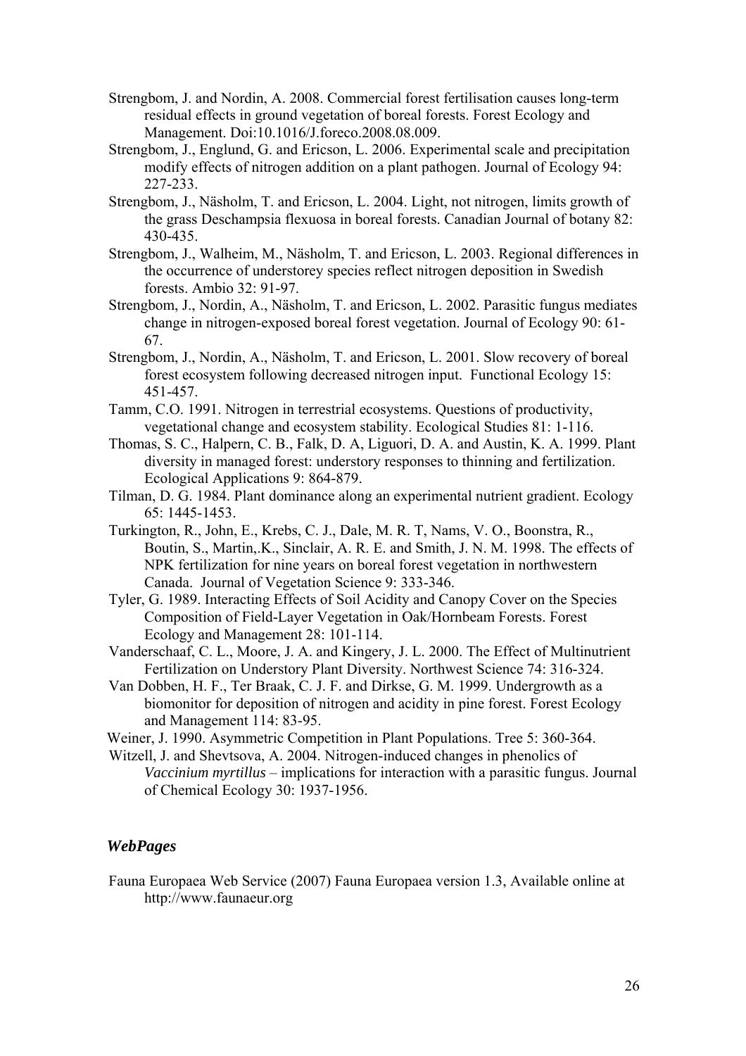Strengbom, J. and Nordin, A. 2008. Commercial forest fertilisation causes long-term residual effects in ground vegetation of boreal forests. Forest Ecology and Management. Doi:10.1016/J.foreco.2008.08.009.

Strengbom, J., Englund, G. and Ericson, L. 2006. Experimental scale and precipitation modify effects of nitrogen addition on a plant pathogen. Journal of Ecology 94: 227-233.

Strengbom, J., Näsholm, T. and Ericson, L. 2004. Light, not nitrogen, limits growth of the grass Deschampsia flexuosa in boreal forests. Canadian Journal of botany 82: 430-435.

Strengbom, J., Walheim, M., Näsholm, T. and Ericson, L. 2003. Regional differences in the occurrence of understorey species reflect nitrogen deposition in Swedish forests. Ambio 32: 91-97.

Strengbom, J., Nordin, A., Näsholm, T. and Ericson, L. 2002. Parasitic fungus mediates change in nitrogen-exposed boreal forest vegetation. Journal of Ecology 90: 61-67.

Strengbom, J., Nordin, A., Näsholm, T. and Ericson, L. 2001. Slow recovery of boreal forest ecosystem following decreased nitrogen input. Functional Ecology 15: 451-457.

Tamm, C.O. 1991. Nitrogen in terrestrial ecosystems. Questions of productivity, vegetational change and ecosystem stability. Ecological Studies 81: 1-116.

Thomas, S. C., Halpern, C. B., Falk, D. A, Liguori, D. A. and Austin, K. A. 1999. Plant diversity in managed forest: understory responses to thinning and fertilization. Ecological Applications 9: 864-879.

Tilman, D. G. 1984. Plant dominance along an experimental nutrient gradient. Ecology 65: 1445-1453.

Turkington, R., John, E., Krebs, C. J., Dale, M. R. T, Nams, V. O., Boonstra, R., Boutin, S., Martin,.K., Sinclair, A. R. E. and Smith, J. N. M. 1998. The effects of NPK fertilization for nine years on boreal forest vegetation in northwestern Canada. Journal of Vegetation Science 9: 333-346.

Tyler, G. 1989. Interacting Effects of Soil Acidity and Canopy Cover on the Species Composition of Field-Layer Vegetation in Oak/Hornbeam Forests. Forest Ecology and Management 28: 101-114.

Vanderschaaf, C. L., Moore, J. A. and Kingery, J. L. 2000. The Effect of Multinutrient Fertilization on Understory Plant Diversity. Northwest Science 74: 316-324.

Van Dobben, H. F., Ter Braak, C. J. F. and Dirkse, G. M. 1999. Undergrowth as a biomonitor for deposition of nitrogen and acidity in pine forest. Forest Ecology and Management 114: 83-95.

Weiner, J. 1990. Asymmetric Competition in Plant Populations. Tree 5: 360-364.

Witzell, J. and Shevtsova, A. 2004. Nitrogen-induced changes in phenolics of *Vaccinium myrtillus* – implications for interaction with a parasitic fungus. Journal of Chemical Ecology 30: 1937-1956.

### *WebPages*

Fauna Europaea Web Service (2007) Fauna Europaea version 1.3, Available online at http://www.faunaeur.org